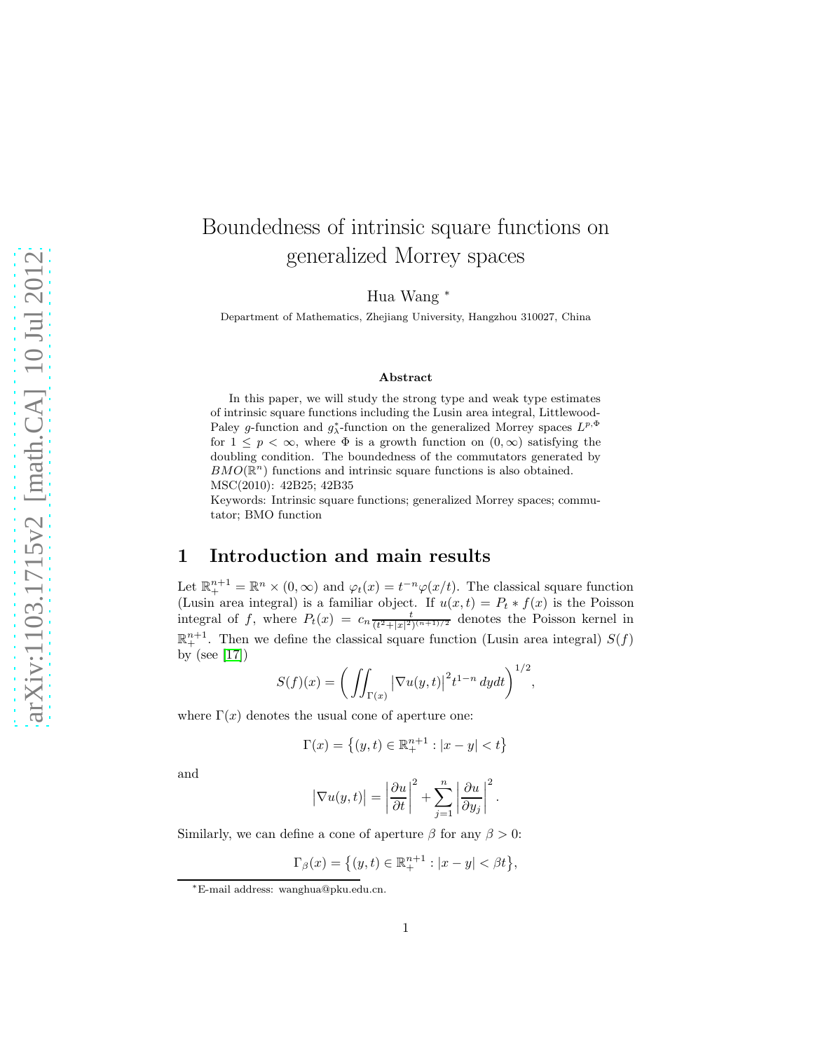# Boundedness of intrinsic square functions on generalized Morrey spaces

Hua Wang [*]

Department of Mathematics, Zhejiang University, Hangzhou 310027, China

### Abstract

In this paper, we will study the strong type and weak type estimates of intrinsic square functions including the Lusin area integral, Littlewood-Paley $g$-function and $g^*_\lambda$-function on the generalized Morrey spaces $L^{p,\Phi}$ for $1 \le p < \infty$, where $\Phi$ is a growth function on $(0,\infty)$ satisfying the doubling condition. The boundedness of the commutators generated by $BMO(\mathbb{R}^n)$ functions and intrinsic square functions is also obtained.

MSC(2010): 42B25; 42B35

Keywords: Intrinsic square functions; generalized Morrey spaces; commutator; BMO function

## 1 Introduction and main results

Let $\mathbb{R}^{n+1}_+ = \mathbb{R}^n \times (0,\infty)$ and $\varphi_t(x) = t^{-n}\varphi(x/t)$. The classical square function (Lusin area integral) is a familiar object. If $u(x,t) = P_t * f(x)$ is the Poisson integral of $f$, where $P_t(x) = c_n \frac{t}{(t^2+|x|^2)^{(n+1)/2}}$ denotes the Poisson kernel in $\mathbb{R}^{n+1}_+$. Then we define the classical square function (Lusin area integral) $S(f)$ by (see [17])

$$S(f)(x) = \bigg(\iint_{\Gamma(x)} \big|\nabla u(y,t)\big|^2 t^{1-n}\,dydt\bigg)^{1/2},$$

where $\Gamma(x)$ denotes the usual cone of aperture one:

$$\Gamma(x) = \big\{(y,t) \in \mathbb{R}^{n+1}_+ : |x-y| < t\big\}$$

and

$$\big|\nabla u(y,t)\big| = \left|\frac{\partial u}{\partial t}\right|^2 + \sum_{j=1}^{n}\left|\frac{\partial u}{\partial y_j}\right|^2.$$

Similarly, we can define a cone of aperture $\beta$ for any $\beta > 0$:

$$\Gamma_\beta(x) = \big\{(y,t) \in \mathbb{R}^{n+1}_+ : |x-y| < \beta t\big\},$$

[*] E-mail address: wanghua@pku.edu.cn.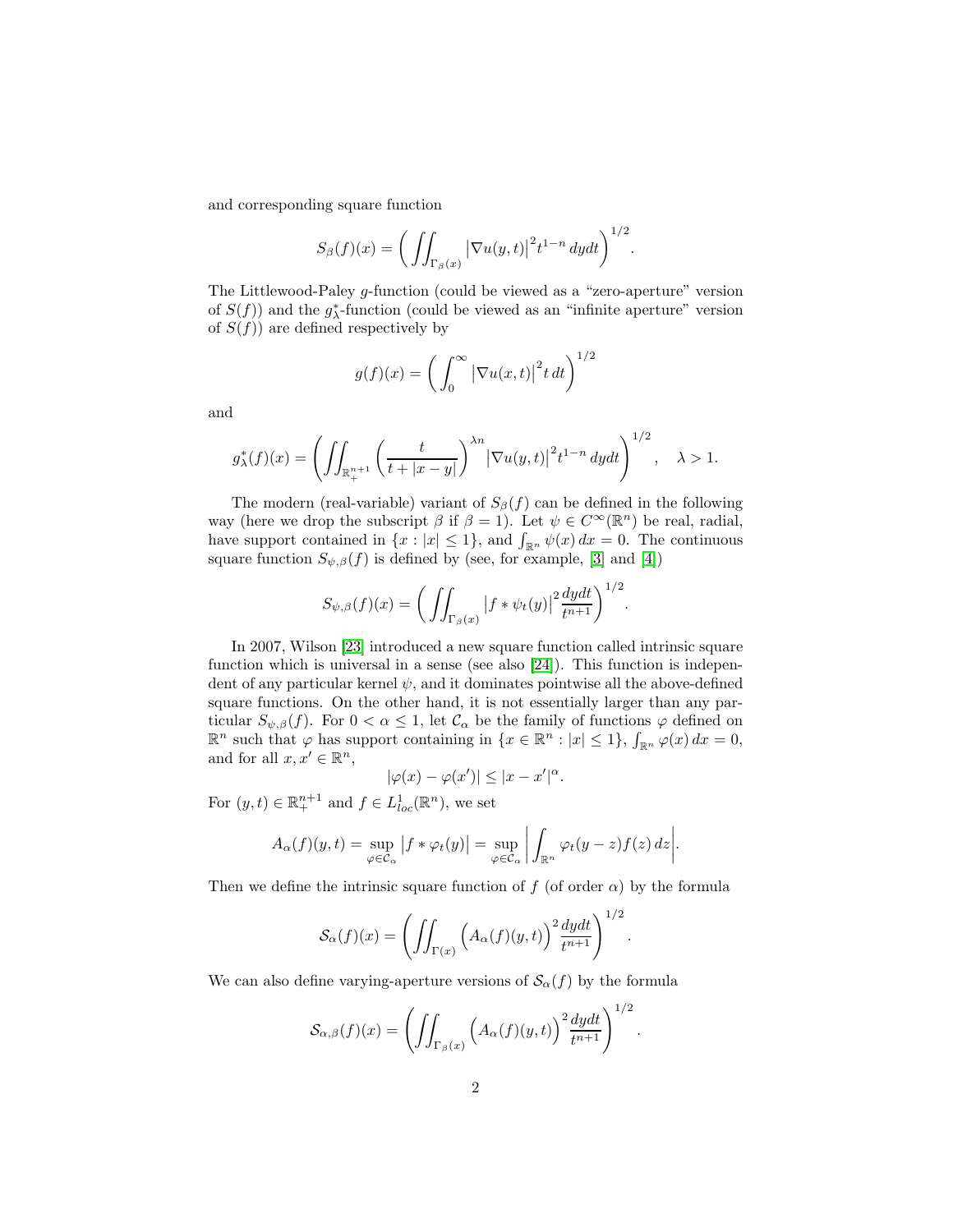and corresponding square function

$$S_\beta(f)(x) = \left( \iint_{\Gamma_\beta(x)} \big|\nabla u(y,t)\big|^2 t^{1-n}\, dydt \right)^{1/2}.$$

The Littlewood-Paley $g$-function (could be viewed as a "zero-aperture" version of $S(f)$) and the $g^*_\lambda$-function (could be viewed as an "infinite aperture" version of $S(f)$) are defined respectively by

$$g(f)(x) = \left( \int_0^\infty \big|\nabla u(x,t)\big|^2 t\, dt \right)^{1/2}$$

and

$$g^*_\lambda(f)(x) = \left( \iint_{\mathbb{R}^{n+1}_+} \left(\frac{t}{t+|x-y|}\right)^{\lambda n} \big|\nabla u(y,t)\big|^2 t^{1-n}\, dydt \right)^{1/2}, \quad \lambda > 1.$$

The modern (real-variable) variant of $S_\beta(f)$ can be defined in the following way (here we drop the subscript $\beta$ if $\beta = 1$). Let $\psi \in C^\infty(\mathbb{R}^n)$ be real, radial, have support contained in $\{x : |x| \le 1\}$, and $\int_{\mathbb{R}^n} \psi(x)\, dx = 0$. The continuous square function $S_{\psi,\beta}(f)$ is defined by (see, for example, [3] and [4])

$$S_{\psi,\beta}(f)(x) = \left( \iint_{\Gamma_\beta(x)} \big|f * \psi_t(y)\big|^2 \frac{dydt}{t^{n+1}} \right)^{1/2}.$$

In 2007, Wilson [23] introduced a new square function called intrinsic square function which is universal in a sense (see also [24]). This function is independent of any particular kernel $\psi$, and it dominates pointwise all the above-defined square functions. On the other hand, it is not essentially larger than any particular $S_{\psi,\beta}(f)$. For $0 < \alpha \le 1$, let $\mathcal{C}_\alpha$ be the family of functions $\varphi$ defined on $\mathbb{R}^n$ such that $\varphi$ has support containing in $\{x \in \mathbb{R}^n : |x| \le 1\}$, $\int_{\mathbb{R}^n} \varphi(x)\, dx = 0$, and for all $x, x' \in \mathbb{R}^n$,

$$|\varphi(x) - \varphi(x')| \le |x - x'|^\alpha.$$

For $(y,t) \in \mathbb{R}^{n+1}_+$ and $f \in L^1_{loc}(\mathbb{R}^n)$, we set

$$A_\alpha(f)(y,t) = \sup_{\varphi \in \mathcal{C}_\alpha} \big|f * \varphi_t(y)\big| = \sup_{\varphi \in \mathcal{C}_\alpha} \left| \int_{\mathbb{R}^n} \varphi_t(y-z) f(z)\, dz \right|.$$

Then we define the intrinsic square function of $f$ (of order $\alpha$) by the formula

$$\mathcal{S}_\alpha(f)(x) = \left( \iint_{\Gamma(x)} \Big(A_\alpha(f)(y,t)\Big)^2 \frac{dydt}{t^{n+1}} \right)^{1/2}.$$

We can also define varying-aperture versions of $\mathcal{S}_\alpha(f)$ by the formula

$$\mathcal{S}_{\alpha,\beta}(f)(x) = \left( \iint_{\Gamma_\beta(x)} \Big(A_\alpha(f)(y,t)\Big)^2 \frac{dydt}{t^{n+1}} \right)^{1/2}.$$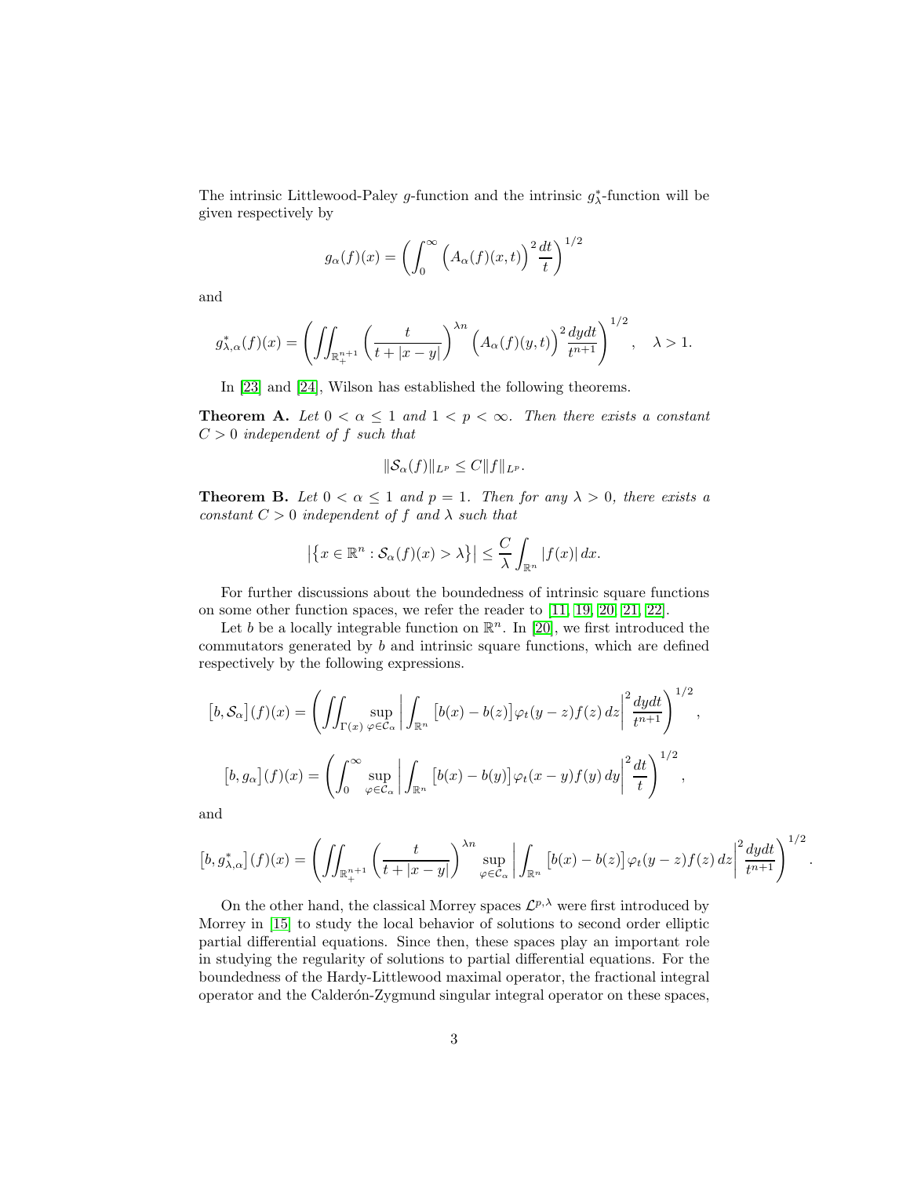The intrinsic Littlewood-Paley $g$-function and the intrinsic $g^*_\lambda$-function will be given respectively by

$$g_\alpha(f)(x) = \left(\int_0^\infty \Big(A_\alpha(f)(x,t)\Big)^2 \frac{dt}{t}\right)^{1/2}$$

and

$$g^*_{\lambda,\alpha}(f)(x) = \left(\iint_{\mathbb{R}^{n+1}_+} \left(\frac{t}{t+|x-y|}\right)^{\lambda n} \Big(A_\alpha(f)(y,t)\Big)^2 \frac{dydt}{t^{n+1}}\right)^{1/2}, \quad \lambda > 1.$$

In [23] and [24], Wilson has established the following theorems.

**Theorem A.** *Let $0 < \alpha \le 1$ and $1 < p < \infty$. Then there exists a constant $C > 0$ independent of $f$ such that*

$$\|\mathcal{S}_\alpha(f)\|_{L^p} \le C\|f\|_{L^p}.$$

**Theorem B.** *Let $0 < \alpha \le 1$ and $p = 1$. Then for any $\lambda > 0$, there exists a constant $C > 0$ independent of $f$ and $\lambda$ such that*

$$\big|\big\{x \in \mathbb{R}^n : \mathcal{S}_\alpha(f)(x) > \lambda\big\}\big| \le \frac{C}{\lambda}\int_{\mathbb{R}^n} |f(x)|\,dx.$$

For further discussions about the boundedness of intrinsic square functions on some other function spaces, we refer the reader to [11, 19, 20, 21, 22].

Let $b$ be a locally integrable function on $\mathbb{R}^n$. In [20], we first introduced the commutators generated by $b$ and intrinsic square functions, which are defined respectively by the following expressions.

$$\big[b, \mathcal{S}_\alpha\big](f)(x) = \left(\iint_{\Gamma(x)} \sup_{\varphi\in\mathcal{C}_\alpha}\left|\int_{\mathbb{R}^n}\big[b(x) - b(z)\big]\varphi_t(y-z)f(z)\,dz\right|^2 \frac{dydt}{t^{n+1}}\right)^{1/2},$$

$$\big[b, g_\alpha\big](f)(x) = \left(\int_0^\infty \sup_{\varphi\in\mathcal{C}_\alpha}\left|\int_{\mathbb{R}^n}\big[b(x) - b(y)\big]\varphi_t(x-y)f(y)\,dy\right|^2 \frac{dt}{t}\right)^{1/2},$$

and

$$\big[b, g^*_{\lambda,\alpha}\big](f)(x) = \left(\iint_{\mathbb{R}^{n+1}_+}\left(\frac{t}{t+|x-y|}\right)^{\lambda n} \sup_{\varphi\in\mathcal{C}_\alpha}\left|\int_{\mathbb{R}^n}\big[b(x) - b(z)\big]\varphi_t(y-z)f(z)\,dz\right|^2 \frac{dydt}{t^{n+1}}\right)^{1/2}.$$

On the other hand, the classical Morrey spaces $\mathcal{L}^{p,\lambda}$ were first introduced by Morrey in [15] to study the local behavior of solutions to second order elliptic partial differential equations. Since then, these spaces play an important role in studying the regularity of solutions to partial differential equations. For the boundedness of the Hardy-Littlewood maximal operator, the fractional integral operator and the Calderón-Zygmund singular integral operator on these spaces,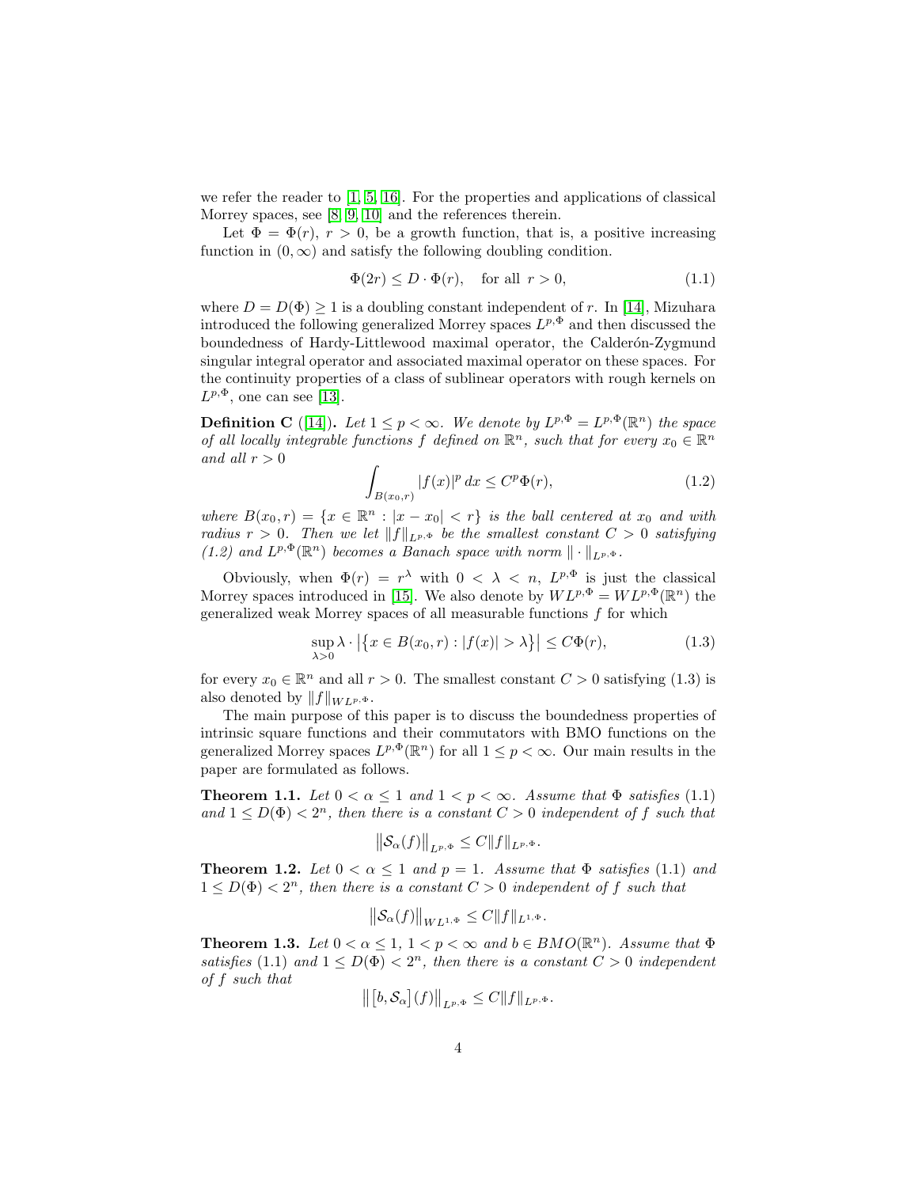we refer the reader to [1, 5, 16]. For the properties and applications of classical Morrey spaces, see [8, 9, 10] and the references therein.

Let $\Phi = \Phi(r)$, $r > 0$, be a growth function, that is, a positive increasing function in $(0, \infty)$ and satisfy the following doubling condition.

$$\Phi(2r) \le D \cdot \Phi(r), \quad \text{for all } r > 0, \tag{1.1}$$

where $D = D(\Phi) \ge 1$ is a doubling constant independent of $r$. In [14], Mizuhara introduced the following generalized Morrey spaces $L^{p,\Phi}$ and then discussed the boundedness of Hardy-Littlewood maximal operator, the Calderón-Zygmund singular integral operator and associated maximal operator on these spaces. For the continuity properties of a class of sublinear operators with rough kernels on $L^{p,\Phi}$, one can see [13].

**Definition C** ([14])**.** *Let $1 \le p < \infty$. We denote by $L^{p,\Phi} = L^{p,\Phi}(\mathbb{R}^n)$ the space of all locally integrable functions $f$ defined on $\mathbb{R}^n$, such that for every $x_0 \in \mathbb{R}^n$ and all $r > 0$*

$$\int_{B(x_0,r)} |f(x)|^p \, dx \le C^p \Phi(r), \tag{1.2}$$

*where $B(x_0, r) = \{x \in \mathbb{R}^n : |x - x_0| < r\}$ is the ball centered at $x_0$ and with radius $r > 0$. Then we let $\|f\|_{L^{p,\Phi}}$ be the smallest constant $C > 0$ satisfying (1.2) and $L^{p,\Phi}(\mathbb{R}^n)$ becomes a Banach space with norm $\|\cdot\|_{L^{p,\Phi}}$.*

Obviously, when $\Phi(r) = r^\lambda$ with $0 < \lambda < n$, $L^{p,\Phi}$ is just the classical Morrey spaces introduced in [15]. We also denote by $WL^{p,\Phi} = WL^{p,\Phi}(\mathbb{R}^n)$ the generalized weak Morrey spaces of all measurable functions $f$ for which

$$\sup_{\lambda > 0} \lambda \cdot \big|\{x \in B(x_0, r) : |f(x)| > \lambda\}\big| \le C\Phi(r), \tag{1.3}$$

for every $x_0 \in \mathbb{R}^n$ and all $r > 0$. The smallest constant $C > 0$ satisfying (1.3) is also denoted by $\|f\|_{WL^{p,\Phi}}$.

The main purpose of this paper is to discuss the boundedness properties of intrinsic square functions and their commutators with BMO functions on the generalized Morrey spaces $L^{p,\Phi}(\mathbb{R}^n)$ for all $1 \le p < \infty$. Our main results in the paper are formulated as follows.

**Theorem 1.1.** *Let $0 < \alpha \le 1$ and $1 < p < \infty$. Assume that $\Phi$ satisfies* (1.1) *and $1 \le D(\Phi) < 2^n$, then there is a constant $C > 0$ independent of $f$ such that*

$$\big\|\mathcal{S}_\alpha(f)\big\|_{L^{p,\Phi}} \le C\|f\|_{L^{p,\Phi}}.$$

**Theorem 1.2.** *Let $0 < \alpha \le 1$ and $p = 1$. Assume that $\Phi$ satisfies* (1.1) *and $1 \le D(\Phi) < 2^n$, then there is a constant $C > 0$ independent of $f$ such that*

$$\big\|\mathcal{S}_\alpha(f)\big\|_{WL^{1,\Phi}} \le C\|f\|_{L^{1,\Phi}}.$$

**Theorem 1.3.** *Let $0 < \alpha \le 1$, $1 < p < \infty$ and $b \in BMO(\mathbb{R}^n)$. Assume that $\Phi$ satisfies* (1.1) *and $1 \le D(\Phi) < 2^n$, then there is a constant $C > 0$ independent of $f$ such that*

$$\big\|\big[b, \mathcal{S}_\alpha\big](f)\big\|_{L^{p,\Phi}} \le C\|f\|_{L^{p,\Phi}}.$$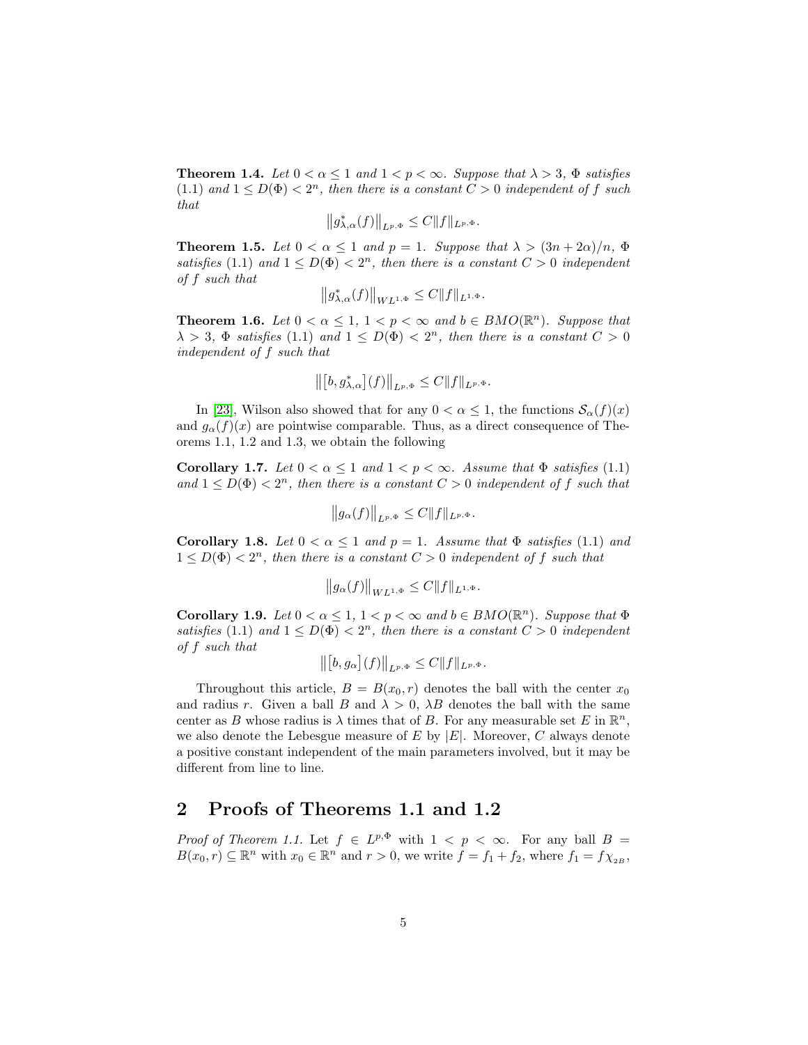**Theorem 1.4.** *Let $0 < \alpha \leq 1$ and $1 < p < \infty$. Suppose that $\lambda > 3$, $\Phi$ satisfies (1.1) and $1 \leq D(\Phi) < 2^n$, then there is a constant $C > 0$ independent of $f$ such that*

$$\big\|g^*_{\lambda,\alpha}(f)\big\|_{L^{p,\Phi}} \leq C\|f\|_{L^{p,\Phi}}.$$

**Theorem 1.5.** *Let $0 < \alpha \leq 1$ and $p = 1$. Suppose that $\lambda > (3n + 2\alpha)/n$, $\Phi$ satisfies (1.1) and $1 \leq D(\Phi) < 2^n$, then there is a constant $C > 0$ independent of $f$ such that*

$$\big\|g^*_{\lambda,\alpha}(f)\big\|_{WL^{1,\Phi}} \leq C\|f\|_{L^{1,\Phi}}.$$

**Theorem 1.6.** *Let $0 < \alpha \leq 1$, $1 < p < \infty$ and $b \in BMO(\mathbb{R}^n)$. Suppose that $\lambda > 3$, $\Phi$ satisfies (1.1) and $1 \leq D(\Phi) < 2^n$, then there is a constant $C > 0$ independent of $f$ such that*

$$\big\|\big[b, g^*_{\lambda,\alpha}\big](f)\big\|_{L^{p,\Phi}} \leq C\|f\|_{L^{p,\Phi}}.$$

In [23], Wilson also showed that for any $0 < \alpha \leq 1$, the functions $\mathcal{S}_\alpha(f)(x)$ and $g_\alpha(f)(x)$ are pointwise comparable. Thus, as a direct consequence of Theorems 1.1, 1.2 and 1.3, we obtain the following

**Corollary 1.7.** *Let $0 < \alpha \leq 1$ and $1 < p < \infty$. Assume that $\Phi$ satisfies (1.1) and $1 \leq D(\Phi) < 2^n$, then there is a constant $C > 0$ independent of $f$ such that*

$$\big\|g_\alpha(f)\big\|_{L^{p,\Phi}} \leq C\|f\|_{L^{p,\Phi}}.$$

**Corollary 1.8.** *Let $0 < \alpha \leq 1$ and $p = 1$. Assume that $\Phi$ satisfies (1.1) and $1 \leq D(\Phi) < 2^n$, then there is a constant $C > 0$ independent of $f$ such that*

$$\big\|g_\alpha(f)\big\|_{WL^{1,\Phi}} \leq C\|f\|_{L^{1,\Phi}}.$$

**Corollary 1.9.** *Let $0 < \alpha \leq 1$, $1 < p < \infty$ and $b \in BMO(\mathbb{R}^n)$. Suppose that $\Phi$ satisfies (1.1) and $1 \leq D(\Phi) < 2^n$, then there is a constant $C > 0$ independent of $f$ such that*

$$\big\|\big[b, g_\alpha\big](f)\big\|_{L^{p,\Phi}} \leq C\|f\|_{L^{p,\Phi}}.$$

Throughout this article, $B = B(x_0, r)$ denotes the ball with the center $x_0$ and radius $r$. Given a ball $B$ and $\lambda > 0$, $\lambda B$ denotes the ball with the same center as $B$ whose radius is $\lambda$ times that of $B$. For any measurable set $E$ in $\mathbb{R}^n$, we also denote the Lebesgue measure of $E$ by $|E|$. Moreover, $C$ always denote a positive constant independent of the main parameters involved, but it may be different from line to line.

## 2 Proofs of Theorems 1.1 and 1.2

*Proof of Theorem 1.1.* Let $f \in L^{p,\Phi}$ with $1 < p < \infty$. For any ball $B = B(x_0, r) \subseteq \mathbb{R}^n$ with $x_0 \in \mathbb{R}^n$ and $r > 0$, we write $f = f_1 + f_2$, where $f_1 = f\chi_{2B}$,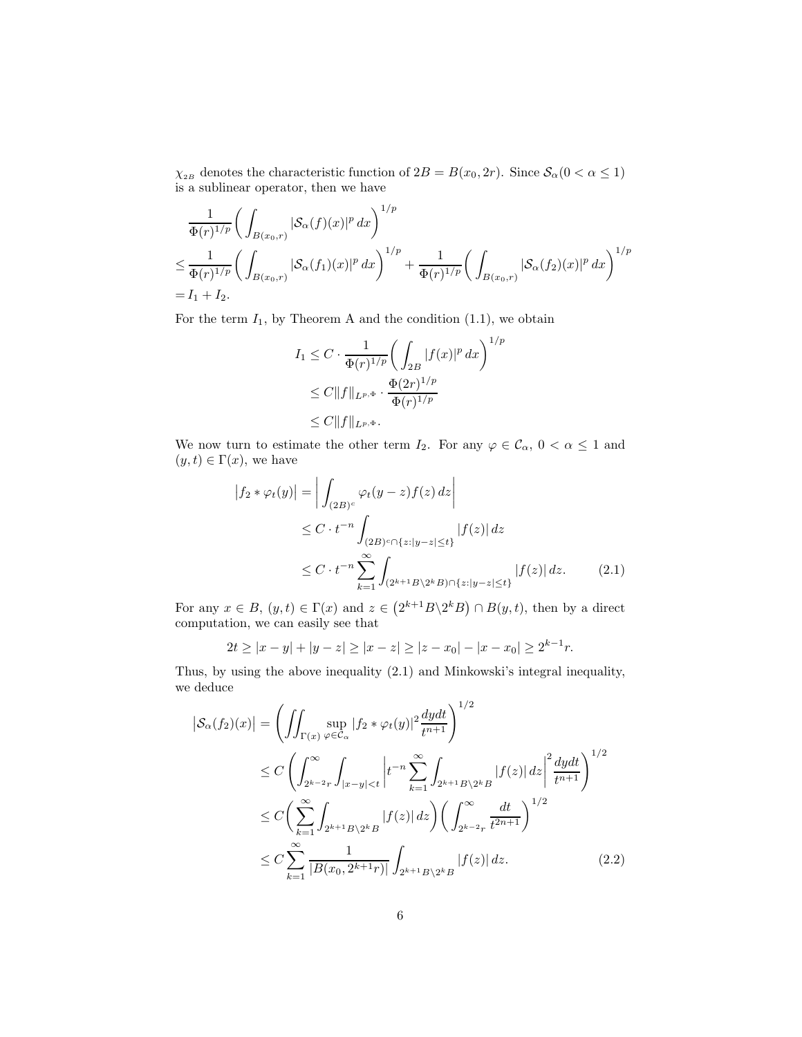$\chi_{_{2B}}$ denotes the characteristic function of $2B = B(x_0, 2r)$. Since $\mathcal{S}_\alpha (0 < \alpha \leq 1)$ is a sublinear operator, then we have

$$
\begin{aligned}
&\frac{1}{\Phi(r)^{1/p}}\bigg(\int_{B(x_0,r)}|\mathcal{S}_\alpha(f)(x)|^p\,dx\bigg)^{1/p}\\
&\leq \frac{1}{\Phi(r)^{1/p}}\bigg(\int_{B(x_0,r)}|\mathcal{S}_\alpha(f_1)(x)|^p\,dx\bigg)^{1/p} + \frac{1}{\Phi(r)^{1/p}}\bigg(\int_{B(x_0,r)}|\mathcal{S}_\alpha(f_2)(x)|^p\,dx\bigg)^{1/p}\\
&= I_1 + I_2.
\end{aligned}
$$

For the term $I_1$, by Theorem A and the condition (1.1), we obtain

$$
\begin{aligned}
I_1 &\leq C \cdot \frac{1}{\Phi(r)^{1/p}}\bigg(\int_{2B}|f(x)|^p\,dx\bigg)^{1/p}\\
&\leq C\|f\|_{L^{p,\Phi}} \cdot \frac{\Phi(2r)^{1/p}}{\Phi(r)^{1/p}}\\
&\leq C\|f\|_{L^{p,\Phi}}.
\end{aligned}
$$

We now turn to estimate the other term $I_2$. For any $\varphi \in \mathcal{C}_\alpha$, $0 < \alpha \leq 1$ and $(y,t) \in \Gamma(x)$, we have

$$
\begin{aligned}
\big|f_2 * \varphi_t(y)\big| &= \bigg|\int_{(2B)^c}\varphi_t(y-z)f(z)\,dz\bigg|\\
&\leq C \cdot t^{-n}\int_{(2B)^c\cap\{z:|y-z|\leq t\}}|f(z)|\,dz\\
&\leq C \cdot t^{-n}\sum_{k=1}^\infty\int_{(2^{k+1}B\backslash 2^kB)\cap\{z:|y-z|\leq t\}}|f(z)|\,dz. \qquad (2.1)
\end{aligned}
$$

For any $x \in B$, $(y,t) \in \Gamma(x)$ and $z \in \big(2^{k+1}B\backslash 2^kB\big)\cap B(y,t)$, then by a direct computation, we can easily see that

$$
2t \geq |x-y| + |y-z| \geq |x-z| \geq |z-x_0| - |x-x_0| \geq 2^{k-1}r.
$$

Thus, by using the above inequality (2.1) and Minkowski's integral inequality, we deduce

$$
\begin{aligned}
\big|\mathcal{S}_\alpha(f_2)(x)\big| &= \bigg(\iint_{\Gamma(x)}\sup_{\varphi\in\mathcal{C}_\alpha}|f_2 * \varphi_t(y)|^2\frac{dydt}{t^{n+1}}\bigg)^{1/2}\\
&\leq C\left(\int_{2^{k-2}r}^\infty\int_{|x-y|<t}\bigg|t^{-n}\sum_{k=1}^\infty\int_{2^{k+1}B\backslash 2^kB}|f(z)|\,dz\bigg|^2\frac{dydt}{t^{n+1}}\right)^{1/2}\\
&\leq C\bigg(\sum_{k=1}^\infty\int_{2^{k+1}B\backslash 2^kB}|f(z)|\,dz\bigg)\bigg(\int_{2^{k-2}r}^\infty\frac{dt}{t^{2n+1}}\bigg)^{1/2}\\
&\leq C\sum_{k=1}^\infty\frac{1}{|B(x_0,2^{k+1}r)|}\int_{2^{k+1}B\backslash 2^kB}|f(z)|\,dz. \qquad (2.2)
\end{aligned}
$$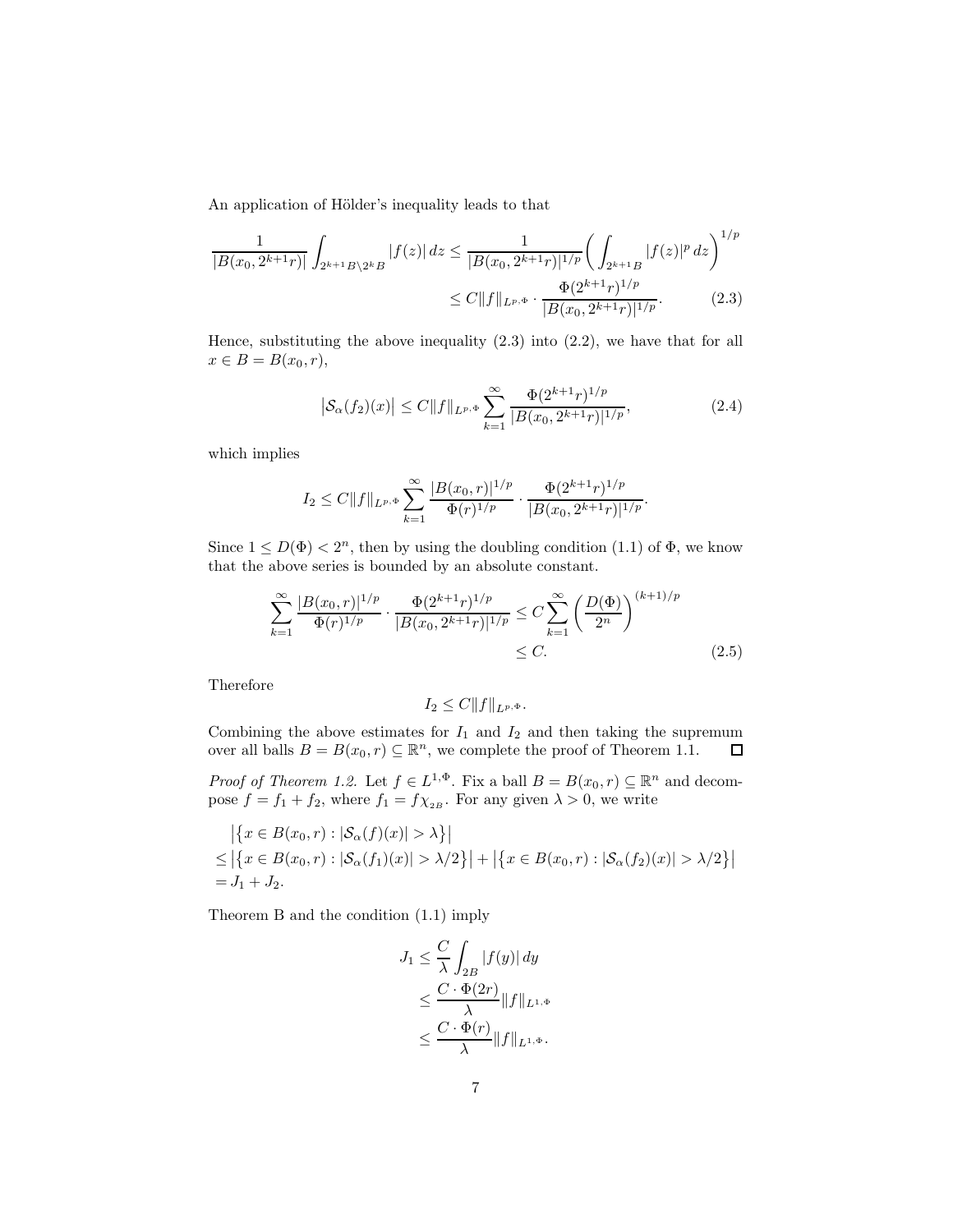An application of Hölder's inequality leads to that

$$
\begin{aligned}
\frac{1}{|B(x_0,2^{k+1}r)|}\int_{2^{k+1}B\backslash 2^k B}|f(z)|\,dz &\le \frac{1}{|B(x_0,2^{k+1}r)|^{1/p}}\bigg(\int_{2^{k+1}B}|f(z)|^p\,dz\bigg)^{1/p}\\
&\le C\|f\|_{L^{p,\Phi}}\cdot\frac{\Phi(2^{k+1}r)^{1/p}}{|B(x_0,2^{k+1}r)|^{1/p}}. \qquad (2.3)
\end{aligned}
$$

Hence, substituting the above inequality (2.3) into (2.2), we have that for all $x\in B=B(x_0,r)$,

$$
\big|\mathcal{S}_\alpha(f_2)(x)\big|\le C\|f\|_{L^{p,\Phi}}\sum_{k=1}^{\infty}\frac{\Phi(2^{k+1}r)^{1/p}}{|B(x_0,2^{k+1}r)|^{1/p}}, \qquad (2.4)
$$

which implies

$$
I_2\le C\|f\|_{L^{p,\Phi}}\sum_{k=1}^{\infty}\frac{|B(x_0,r)|^{1/p}}{\Phi(r)^{1/p}}\cdot\frac{\Phi(2^{k+1}r)^{1/p}}{|B(x_0,2^{k+1}r)|^{1/p}}.
$$

Since $1\le D(\Phi)<2^n$, then by using the doubling condition (1.1) of $\Phi$, we know that the above series is bounded by an absolute constant.

$$
\begin{aligned}
\sum_{k=1}^{\infty}\frac{|B(x_0,r)|^{1/p}}{\Phi(r)^{1/p}}\cdot\frac{\Phi(2^{k+1}r)^{1/p}}{|B(x_0,2^{k+1}r)|^{1/p}} &\le C\sum_{k=1}^{\infty}\bigg(\frac{D(\Phi)}{2^n}\bigg)^{(k+1)/p}\\
&\le C. \qquad (2.5)
\end{aligned}
$$

Therefore

$$
I_2\le C\|f\|_{L^{p,\Phi}}.
$$

Combining the above estimates for $I_1$ and $I_2$ and then taking the supremum over all balls $B=B(x_0,r)\subseteq\mathbb{R}^n$, we complete the proof of Theorem 1.1. $\square$

*Proof of Theorem 1.2.* Let $f\in L^{1,\Phi}$. Fix a ball $B=B(x_0,r)\subseteq\mathbb{R}^n$ and decompose $f=f_1+f_2$, where $f_1=f\chi_{2B}$. For any given $\lambda>0$, we write

$$
\begin{aligned}
&\big|\big\{x\in B(x_0,r):|\mathcal{S}_\alpha(f)(x)|>\lambda\big\}\big|\\
\le&\big|\big\{x\in B(x_0,r):|\mathcal{S}_\alpha(f_1)(x)|>\lambda/2\big\}\big|+\big|\big\{x\in B(x_0,r):|\mathcal{S}_\alpha(f_2)(x)|>\lambda/2\big\}\big|\\
=&J_1+J_2.
\end{aligned}
$$

Theorem B and the condition (1.1) imply

$$
\begin{aligned}
J_1&\le\frac{C}{\lambda}\int_{2B}|f(y)|\,dy\\
&\le\frac{C\cdot\Phi(2r)}{\lambda}\|f\|_{L^{1,\Phi}}\\
&\le\frac{C\cdot\Phi(r)}{\lambda}\|f\|_{L^{1,\Phi}}.
\end{aligned}
$$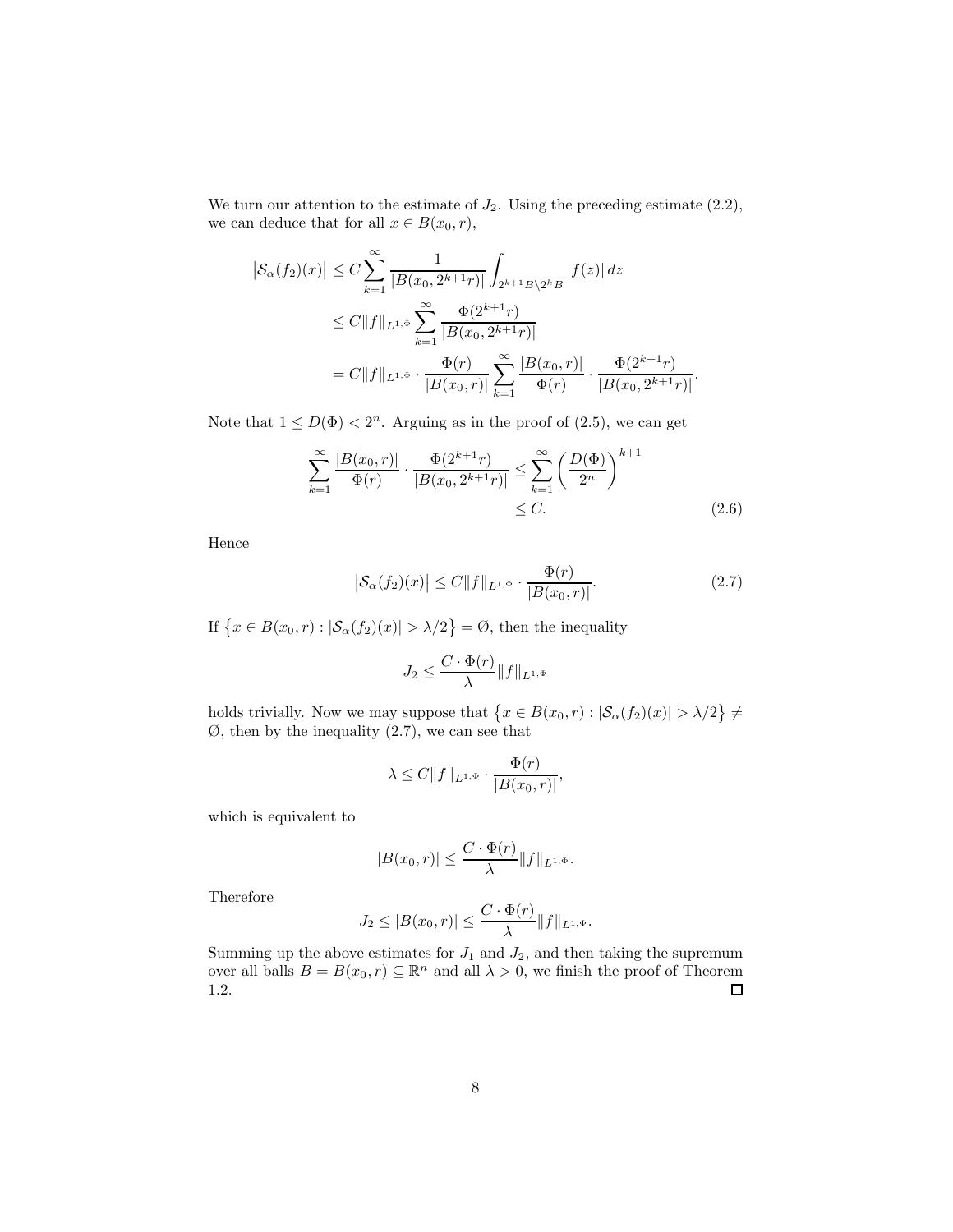We turn our attention to the estimate of $J_2$. Using the preceding estimate (2.2), we can deduce that for all $x \in B(x_0, r)$,

$$
\begin{aligned}
\big|\mathcal{S}_\alpha(f_2)(x)\big| &\le C\sum_{k=1}^{\infty} \frac{1}{|B(x_0, 2^{k+1}r)|}\int_{2^{k+1}B\setminus 2^k B} |f(z)|\,dz \\
&\le C\|f\|_{L^{1,\Phi}} \sum_{k=1}^{\infty} \frac{\Phi(2^{k+1}r)}{|B(x_0, 2^{k+1}r)|} \\
&= C\|f\|_{L^{1,\Phi}} \cdot \frac{\Phi(r)}{|B(x_0,r)|} \sum_{k=1}^{\infty} \frac{|B(x_0,r)|}{\Phi(r)} \cdot \frac{\Phi(2^{k+1}r)}{|B(x_0, 2^{k+1}r)|}.
\end{aligned}
$$

Note that $1 \le D(\Phi) < 2^n$. Arguing as in the proof of (2.5), we can get

$$
\begin{aligned}
\sum_{k=1}^{\infty} \frac{|B(x_0,r)|}{\Phi(r)} \cdot \frac{\Phi(2^{k+1}r)}{|B(x_0, 2^{k+1}r)|} &\le \sum_{k=1}^{\infty} \left(\frac{D(\Phi)}{2^n}\right)^{k+1} \\
&\le C. \qquad (2.6)
\end{aligned}
$$

Hence

$$
\big|\mathcal{S}_\alpha(f_2)(x)\big| \le C\|f\|_{L^{1,\Phi}} \cdot \frac{\Phi(r)}{|B(x_0,r)|}. \qquad (2.7)
$$

If $\big\{x \in B(x_0, r) : |\mathcal{S}_\alpha(f_2)(x)| > \lambda/2\big\} = \emptyset$, then the inequality

$$
J_2 \le \frac{C \cdot \Phi(r)}{\lambda}\|f\|_{L^{1,\Phi}}
$$

holds trivially. Now we may suppose that $\big\{x \in B(x_0, r) : |\mathcal{S}_\alpha(f_2)(x)| > \lambda/2\big\} \neq \emptyset$, then by the inequality (2.7), we can see that

$$
\lambda \le C\|f\|_{L^{1,\Phi}} \cdot \frac{\Phi(r)}{|B(x_0,r)|},
$$

which is equivalent to

$$
|B(x_0,r)| \le \frac{C \cdot \Phi(r)}{\lambda}\|f\|_{L^{1,\Phi}}.
$$

Therefore

$$
J_2 \le |B(x_0,r)| \le \frac{C \cdot \Phi(r)}{\lambda}\|f\|_{L^{1,\Phi}}.
$$

Summing up the above estimates for $J_1$ and $J_2$, and then taking the supremum over all balls $B = B(x_0, r) \subseteq \mathbb{R}^n$ and all $\lambda > 0$, we finish the proof of Theorem 1.2. $\square$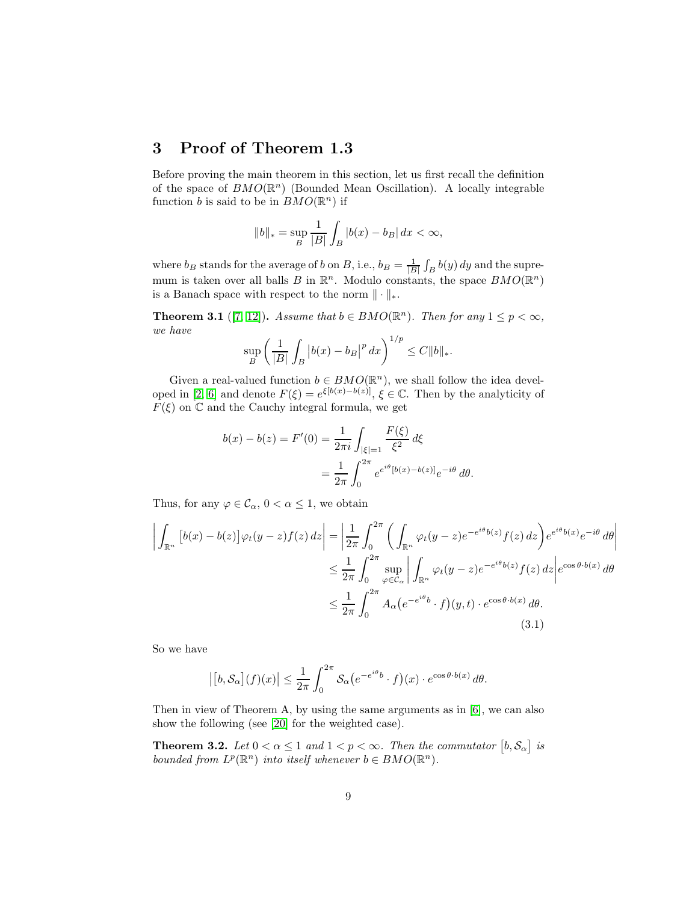## 3 Proof of Theorem 1.3

Before proving the main theorem in this section, let us first recall the definition of the space of $BMO(\mathbb{R}^n)$ (Bounded Mean Oscillation). A locally integrable function $b$ is said to be in $BMO(\mathbb{R}^n)$ if

$$\|b\|_* = \sup_B \frac{1}{|B|}\int_B |b(x) - b_B|\,dx < \infty,$$

where $b_B$ stands for the average of $b$ on $B$, i.e., $b_B = \frac{1}{|B|}\int_B b(y)\,dy$ and the supremum is taken over all balls $B$ in $\mathbb{R}^n$. Modulo constants, the space $BMO(\mathbb{R}^n)$ is a Banach space with respect to the norm $\|\cdot\|_*$.

**Theorem 3.1** ([7, 12])**.** *Assume that $b \in BMO(\mathbb{R}^n)$. Then for any $1 \le p < \infty$, we have*

$$\sup_B \left(\frac{1}{|B|}\int_B \big|b(x) - b_B\big|^p\,dx\right)^{1/p} \le C\|b\|_*.$$

Given a real-valued function $b \in BMO(\mathbb{R}^n)$, we shall follow the idea developed in [2, 6] and denote $F(\xi) = e^{\xi[b(x)-b(z)]}$, $\xi \in \mathbb{C}$. Then by the analyticity of $F(\xi)$ on $\mathbb{C}$ and the Cauchy integral formula, we get

$$\begin{aligned} b(x) - b(z) = F'(0) &= \frac{1}{2\pi i}\int_{|\xi|=1} \frac{F(\xi)}{\xi^2}\,d\xi \\ &= \frac{1}{2\pi}\int_0^{2\pi} e^{e^{i\theta}[b(x)-b(z)]}e^{-i\theta}\,d\theta. \end{aligned}$$

Thus, for any $\varphi \in \mathcal{C}_\alpha$, $0 < \alpha \le 1$, we obtain

$$\begin{aligned} \left|\int_{\mathbb{R}^n} \big[b(x) - b(z)\big]\varphi_t(y-z)f(z)\,dz\right| &= \left|\frac{1}{2\pi}\int_0^{2\pi}\left(\int_{\mathbb{R}^n}\varphi_t(y-z)e^{-e^{i\theta}b(z)}f(z)\,dz\right)e^{e^{i\theta}b(x)}e^{-i\theta}\,d\theta\right| \\ &\le \frac{1}{2\pi}\int_0^{2\pi}\sup_{\varphi\in\mathcal{C}_\alpha}\left|\int_{\mathbb{R}^n}\varphi_t(y-z)e^{-e^{i\theta}b(z)}f(z)\,dz\right|e^{\cos\theta\cdot b(x)}\,d\theta \\ &\le \frac{1}{2\pi}\int_0^{2\pi} A_\alpha\big(e^{-e^{i\theta}b}\cdot f\big)(y,t)\cdot e^{\cos\theta\cdot b(x)}\,d\theta. \end{aligned} \tag{3.1}$$

So we have

$$\big|\big[b, \mathcal{S}_\alpha\big](f)(x)\big| \le \frac{1}{2\pi}\int_0^{2\pi}\mathcal{S}_\alpha\big(e^{-e^{i\theta}b}\cdot f\big)(x)\cdot e^{\cos\theta\cdot b(x)}\,d\theta.$$

Then in view of Theorem A, by using the same arguments as in [6], we can also show the following (see [20] for the weighted case).

**Theorem 3.2.** *Let $0 < \alpha \le 1$ and $1 < p < \infty$. Then the commutator $\big[b, \mathcal{S}_\alpha\big]$ is bounded from $L^p(\mathbb{R}^n)$ into itself whenever $b \in BMO(\mathbb{R}^n)$.*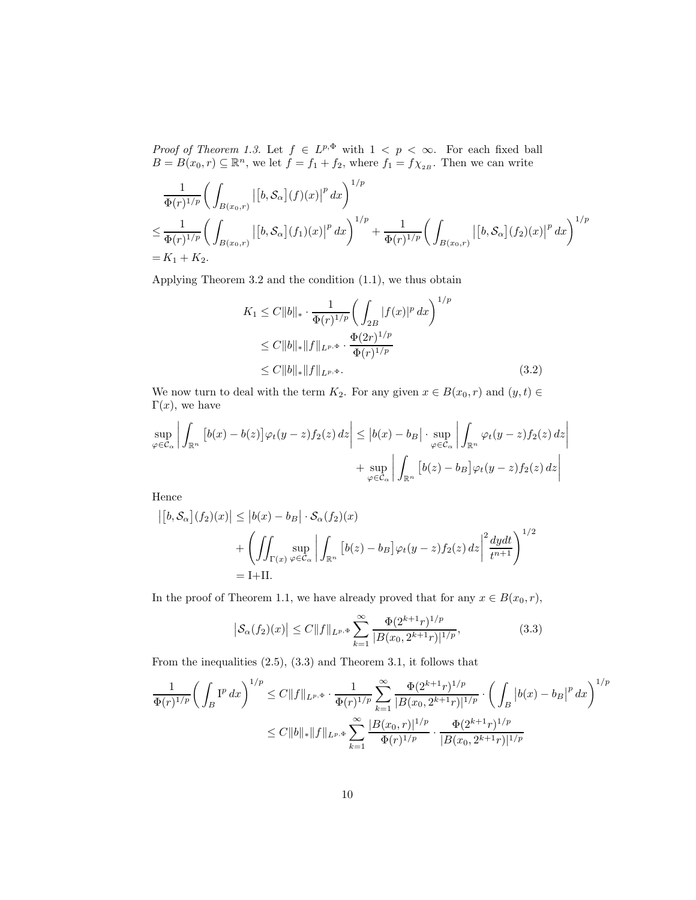*Proof of Theorem 1.3.* Let $f \in L^{p,\Phi}$ with $1 < p < \infty$. For each fixed ball $B = B(x_0, r) \subseteq \mathbb{R}^n$, we let $f = f_1 + f_2$, where $f_1 = f\chi_{2B}$. Then we can write

$$
\begin{aligned}
&\frac{1}{\Phi(r)^{1/p}}\bigg(\int_{B(x_0,r)}\big|\big[b,\mathcal{S}_\alpha\big](f)(x)\big|^p\,dx\bigg)^{1/p}\\
&\leq \frac{1}{\Phi(r)^{1/p}}\bigg(\int_{B(x_0,r)}\big|\big[b,\mathcal{S}_\alpha\big](f_1)(x)\big|^p\,dx\bigg)^{1/p} + \frac{1}{\Phi(r)^{1/p}}\bigg(\int_{B(x_0,r)}\big|\big[b,\mathcal{S}_\alpha\big](f_2)(x)\big|^p\,dx\bigg)^{1/p}\\
&= K_1 + K_2.
\end{aligned}
$$

Applying Theorem 3.2 and the condition (1.1), we thus obtain

$$
\begin{aligned}
K_1 &\leq C\|b\|_* \cdot \frac{1}{\Phi(r)^{1/p}}\bigg(\int_{2B}|f(x)|^p\,dx\bigg)^{1/p}\\
&\leq C\|b\|_*\|f\|_{L^{p,\Phi}} \cdot \frac{\Phi(2r)^{1/p}}{\Phi(r)^{1/p}}\\
&\leq C\|b\|_*\|f\|_{L^{p,\Phi}}. \qquad (3.2)
\end{aligned}
$$

We now turn to deal with the term $K_2$. For any given $x \in B(x_0, r)$ and $(y,t) \in \Gamma(x)$, we have

$$
\begin{aligned}
\sup_{\varphi\in\mathcal{C}_\alpha}\left|\int_{\mathbb{R}^n}\big[b(x)-b(z)\big]\varphi_t(y-z)f_2(z)\,dz\right| \leq \big|b(x)-b_B\big|\cdot\sup_{\varphi\in\mathcal{C}_\alpha}\left|\int_{\mathbb{R}^n}\varphi_t(y-z)f_2(z)\,dz\right|\\
+\sup_{\varphi\in\mathcal{C}_\alpha}\left|\int_{\mathbb{R}^n}\big[b(z)-b_B\big]\varphi_t(y-z)f_2(z)\,dz\right|
\end{aligned}
$$

Hence

$$
\begin{aligned}
\big|\big[b,\mathcal{S}_\alpha\big](f_2)(x)\big| &\leq \big|b(x)-b_B\big|\cdot\mathcal{S}_\alpha(f_2)(x)\\
&+\left(\iint_{\Gamma(x)}\sup_{\varphi\in\mathcal{C}_\alpha}\left|\int_{\mathbb{R}^n}\big[b(z)-b_B\big]\varphi_t(y-z)f_2(z)\,dz\right|^2\frac{dydt}{t^{n+1}}\right)^{1/2}\\
&= \mathrm{I}+\mathrm{II}.
\end{aligned}
$$

In the proof of Theorem 1.1, we have already proved that for any $x \in B(x_0, r)$,

$$
\big|\mathcal{S}_\alpha(f_2)(x)\big| \leq C\|f\|_{L^{p,\Phi}}\sum_{k=1}^{\infty}\frac{\Phi(2^{k+1}r)^{1/p}}{|B(x_0,2^{k+1}r)|^{1/p}}, \qquad (3.3)
$$

From the inequalities (2.5), (3.3) and Theorem 3.1, it follows that

$$
\begin{aligned}
\frac{1}{\Phi(r)^{1/p}}\bigg(\int_B \mathrm{I}^p\,dx\bigg)^{1/p} &\leq C\|f\|_{L^{p,\Phi}}\cdot\frac{1}{\Phi(r)^{1/p}}\sum_{k=1}^{\infty}\frac{\Phi(2^{k+1}r)^{1/p}}{|B(x_0,2^{k+1}r)|^{1/p}}\cdot\bigg(\int_B\big|b(x)-b_B\big|^p\,dx\bigg)^{1/p}\\
&\leq C\|b\|_*\|f\|_{L^{p,\Phi}}\sum_{k=1}^{\infty}\frac{|B(x_0,r)|^{1/p}}{\Phi(r)^{1/p}}\cdot\frac{\Phi(2^{k+1}r)^{1/p}}{|B(x_0,2^{k+1}r)|^{1/p}}
\end{aligned}
$$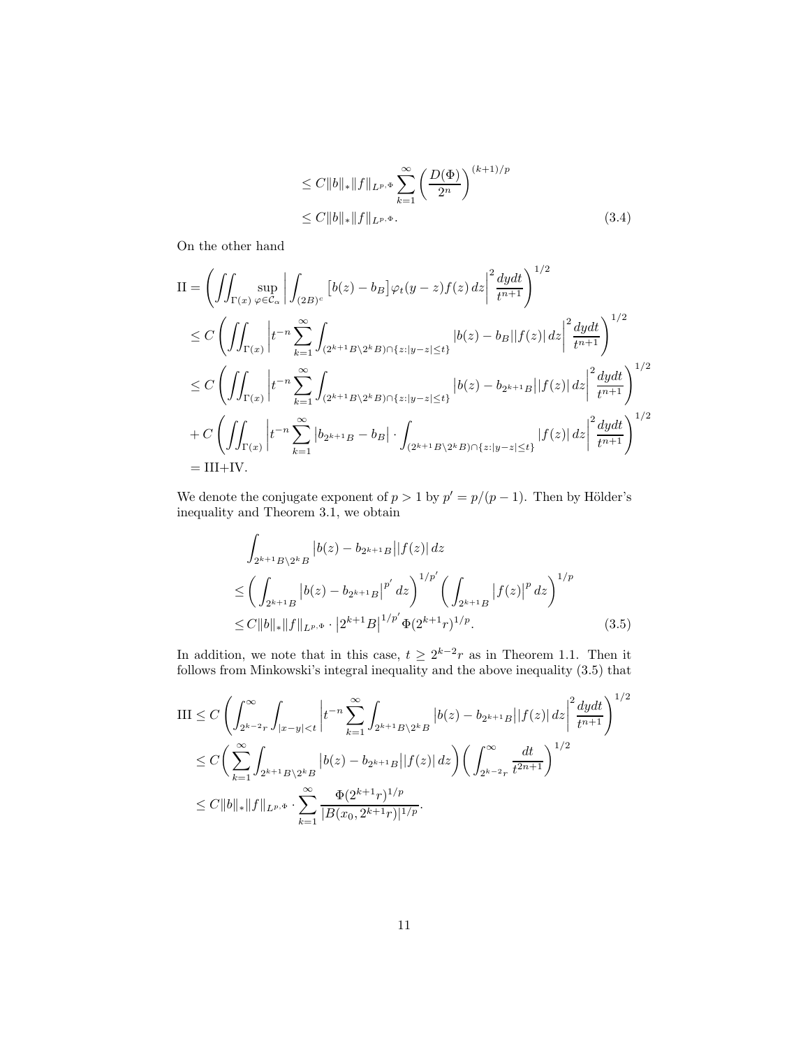$$
\begin{aligned}
&\le C\|b\|_*\|f\|_{L^{p,\Phi}}\sum_{k=1}^{\infty}\left(\frac{D(\Phi)}{2^n}\right)^{(k+1)/p}\\
&\le C\|b\|_*\|f\|_{L^{p,\Phi}}. &(3.4)
\end{aligned}
$$

On the other hand

$$
\begin{aligned}
\text{II} &= \left(\iint_{\Gamma(x)}\sup_{\varphi\in\mathcal{C}_\alpha}\left|\int_{(2B)^c}\big[b(z)-b_B\big]\varphi_t(y-z)f(z)\,dz\right|^2\frac{dydt}{t^{n+1}}\right)^{1/2}\\
&\le C\left(\iint_{\Gamma(x)}\left|t^{-n}\sum_{k=1}^{\infty}\int_{(2^{k+1}B\backslash 2^kB)\cap\{z:|y-z|\le t\}}|b(z)-b_B||f(z)|\,dz\right|^2\frac{dydt}{t^{n+1}}\right)^{1/2}\\
&\le C\left(\iint_{\Gamma(x)}\left|t^{-n}\sum_{k=1}^{\infty}\int_{(2^{k+1}B\backslash 2^kB)\cap\{z:|y-z|\le t\}}\big|b(z)-b_{2^{k+1}B}\big||f(z)|\,dz\right|^2\frac{dydt}{t^{n+1}}\right)^{1/2}\\
&+C\left(\iint_{\Gamma(x)}\left|t^{-n}\sum_{k=1}^{\infty}\big|b_{2^{k+1}B}-b_B\big|\cdot\int_{(2^{k+1}B\backslash 2^kB)\cap\{z:|y-z|\le t\}}|f(z)|\,dz\right|^2\frac{dydt}{t^{n+1}}\right)^{1/2}\\
&=\text{III+IV}.
\end{aligned}
$$

We denote the conjugate exponent of $p>1$ by $p'=p/(p-1)$. Then by Hölder's inequality and Theorem 3.1, we obtain

$$
\begin{aligned}
&\int_{2^{k+1}B\backslash 2^kB}\big|b(z)-b_{2^{k+1}B}\big||f(z)|\,dz\\
\le&\left(\int_{2^{k+1}B}\big|b(z)-b_{2^{k+1}B}\big|^{p'}dz\right)^{1/p'}\left(\int_{2^{k+1}B}\big|f(z)\big|^p\,dz\right)^{1/p}\\
\le&C\|b\|_*\|f\|_{L^{p,\Phi}}\cdot\big|2^{k+1}B\big|^{1/p'}\Phi(2^{k+1}r)^{1/p}. &(3.5)
\end{aligned}
$$

In addition, we note that in this case, $t\ge 2^{k-2}r$ as in Theorem 1.1. Then it follows from Minkowski's integral inequality and the above inequality (3.5) that

$$
\begin{aligned}
\text{III} &\le C\left(\int_{2^{k-2}r}^{\infty}\int_{|x-y|<t}\left|t^{-n}\sum_{k=1}^{\infty}\int_{2^{k+1}B\backslash 2^kB}\big|b(z)-b_{2^{k+1}B}\big||f(z)|\,dz\right|^2\frac{dydt}{t^{n+1}}\right)^{1/2}\\
&\le C\bigg(\sum_{k=1}^{\infty}\int_{2^{k+1}B\backslash 2^kB}\big|b(z)-b_{2^{k+1}B}\big||f(z)|\,dz\bigg)\bigg(\int_{2^{k-2}r}^{\infty}\frac{dt}{t^{2n+1}}\bigg)^{1/2}\\
&\le C\|b\|_*\|f\|_{L^{p,\Phi}}\cdot\sum_{k=1}^{\infty}\frac{\Phi(2^{k+1}r)^{1/p}}{|B(x_0,2^{k+1}r)|^{1/p}}.
\end{aligned}
$$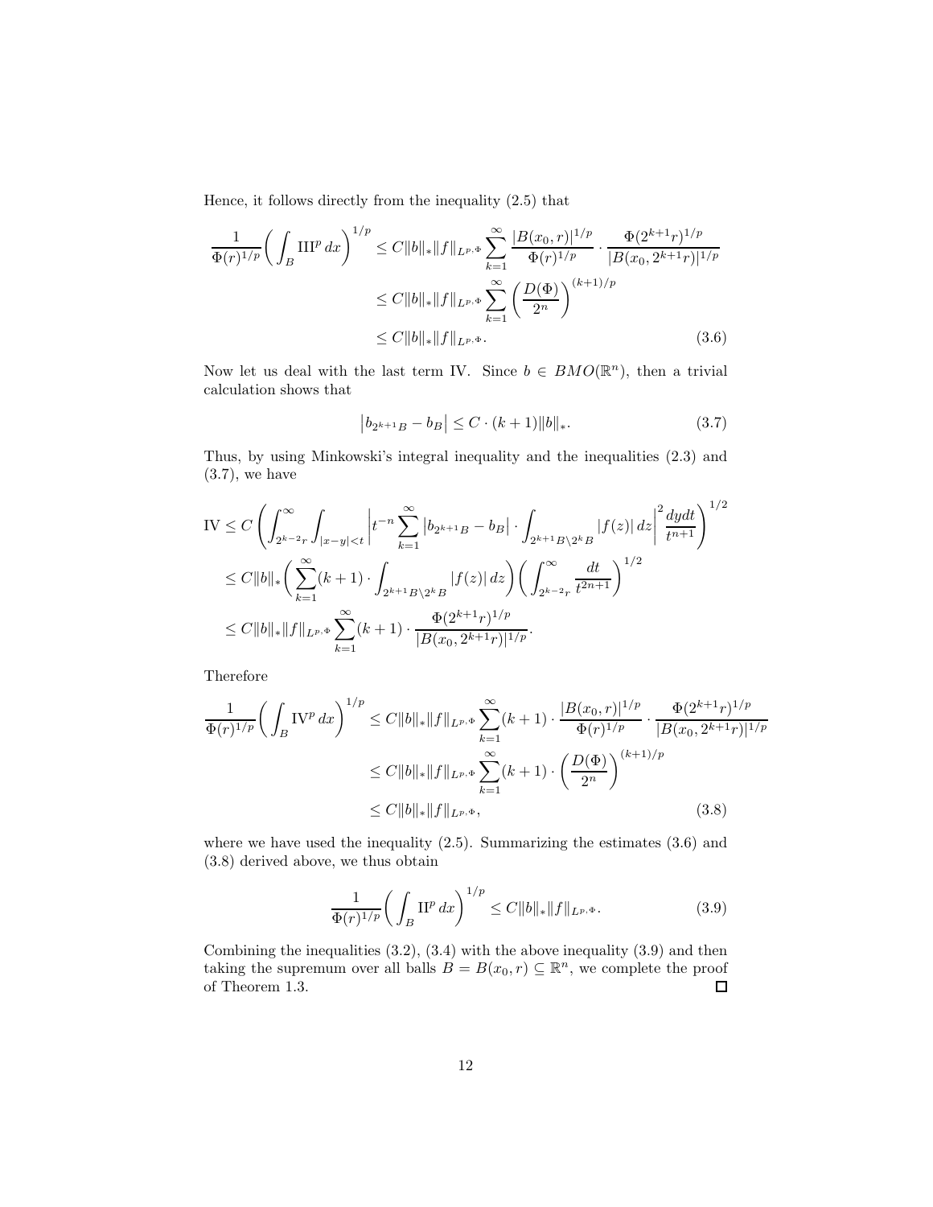Hence, it follows directly from the inequality (2.5) that

$$
\begin{aligned}
\frac{1}{\Phi(r)^{1/p}}\bigg(\int_B \mathrm{III}^p\,dx\bigg)^{1/p} &\le C\|b\|_*\|f\|_{L^{p,\Phi}}\sum_{k=1}^{\infty}\frac{|B(x_0,r)|^{1/p}}{\Phi(r)^{1/p}}\cdot\frac{\Phi(2^{k+1}r)^{1/p}}{|B(x_0,2^{k+1}r)|^{1/p}}\\
&\le C\|b\|_*\|f\|_{L^{p,\Phi}}\sum_{k=1}^{\infty}\left(\frac{D(\Phi)}{2^n}\right)^{(k+1)/p}\\
&\le C\|b\|_*\|f\|_{L^{p,\Phi}}. \qquad (3.6)
\end{aligned}
$$

Now let us deal with the last term IV. Since $b\in BMO(\mathbb{R}^n)$, then a trivial calculation shows that

$$
\big|b_{2^{k+1}B}-b_B\big|\le C\cdot(k+1)\|b\|_*. \qquad (3.7)
$$

Thus, by using Minkowski's integral inequality and the inequalities (2.3) and (3.7), we have

$$
\begin{aligned}
\mathrm{IV} &\le C\left(\int_{2^{k-2}r}^{\infty}\int_{|x-y|<t}\left|t^{-n}\sum_{k=1}^{\infty}\big|b_{2^{k+1}B}-b_B\big|\cdot\int_{2^{k+1}B\backslash 2^kB}|f(z)|\,dz\right|^2\frac{dydt}{t^{n+1}}\right)^{1/2}\\
&\le C\|b\|_*\bigg(\sum_{k=1}^{\infty}(k+1)\cdot\int_{2^{k+1}B\backslash 2^kB}|f(z)|\,dz\bigg)\bigg(\int_{2^{k-2}r}^{\infty}\frac{dt}{t^{2n+1}}\bigg)^{1/2}\\
&\le C\|b\|_*\|f\|_{L^{p,\Phi}}\sum_{k=1}^{\infty}(k+1)\cdot\frac{\Phi(2^{k+1}r)^{1/p}}{|B(x_0,2^{k+1}r)|^{1/p}}.
\end{aligned}
$$

Therefore

$$
\begin{aligned}
\frac{1}{\Phi(r)^{1/p}}\bigg(\int_B \mathrm{IV}^p\,dx\bigg)^{1/p} &\le C\|b\|_*\|f\|_{L^{p,\Phi}}\sum_{k=1}^{\infty}(k+1)\cdot\frac{|B(x_0,r)|^{1/p}}{\Phi(r)^{1/p}}\cdot\frac{\Phi(2^{k+1}r)^{1/p}}{|B(x_0,2^{k+1}r)|^{1/p}}\\
&\le C\|b\|_*\|f\|_{L^{p,\Phi}}\sum_{k=1}^{\infty}(k+1)\cdot\left(\frac{D(\Phi)}{2^n}\right)^{(k+1)/p}\\
&\le C\|b\|_*\|f\|_{L^{p,\Phi}}, \qquad (3.8)
\end{aligned}
$$

where we have used the inequality (2.5). Summarizing the estimates (3.6) and (3.8) derived above, we thus obtain

$$
\frac{1}{\Phi(r)^{1/p}}\bigg(\int_B \mathrm{II}^p\,dx\bigg)^{1/p}\le C\|b\|_*\|f\|_{L^{p,\Phi}}. \qquad (3.9)
$$

Combining the inequalities (3.2), (3.4) with the above inequality (3.9) and then taking the supremum over all balls $B=B(x_0,r)\subseteq\mathbb{R}^n$, we complete the proof of Theorem 1.3. $\square$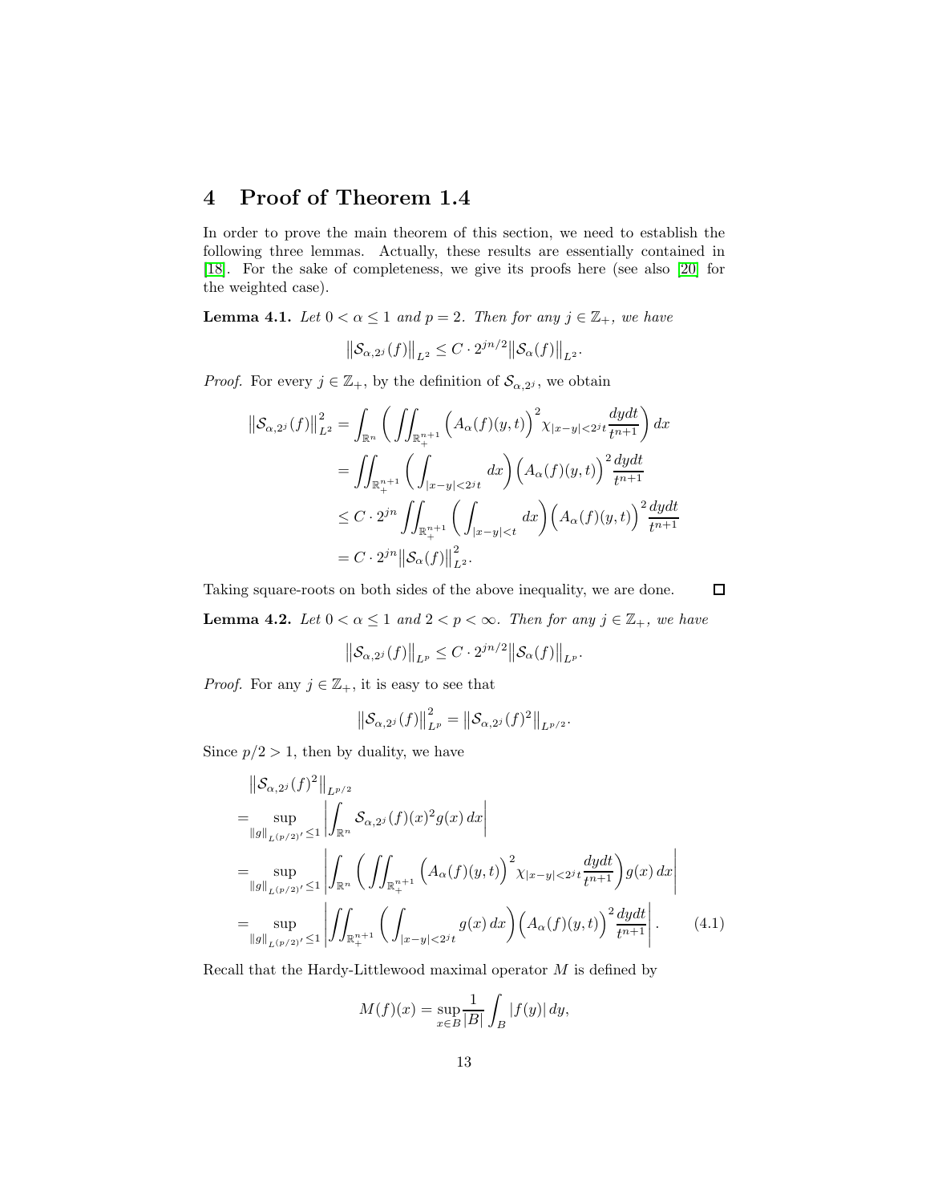# 4 Proof of Theorem 1.4

In order to prove the main theorem of this section, we need to establish the following three lemmas. Actually, these results are essentially contained in [18]. For the sake of completeness, we give its proofs here (see also [20] for the weighted case).

**Lemma 4.1.** *Let $0 < \alpha \le 1$ and $p = 2$. Then for any $j \in \mathbb{Z}_+$, we have*

$$\big\|\mathcal{S}_{\alpha,2^j}(f)\big\|_{L^2} \le C \cdot 2^{jn/2}\big\|\mathcal{S}_\alpha(f)\big\|_{L^2}.$$

*Proof.* For every $j \in \mathbb{Z}_+$, by the definition of $\mathcal{S}_{\alpha,2^j}$, we obtain

$$\begin{aligned}
\big\|\mathcal{S}_{\alpha,2^j}(f)\big\|_{L^2}^2 &= \int_{\mathbb{R}^n}\left(\iint_{\mathbb{R}^{n+1}_+}\Big(A_\alpha(f)(y,t)\Big)^2\chi_{|x-y|<2^jt}\frac{dydt}{t^{n+1}}\right)dx\\
&= \iint_{\mathbb{R}^{n+1}_+}\left(\int_{|x-y|<2^jt}dx\right)\Big(A_\alpha(f)(y,t)\Big)^2\frac{dydt}{t^{n+1}}\\
&\le C\cdot 2^{jn}\iint_{\mathbb{R}^{n+1}_+}\left(\int_{|x-y|<t}dx\right)\Big(A_\alpha(f)(y,t)\Big)^2\frac{dydt}{t^{n+1}}\\
&= C\cdot 2^{jn}\big\|\mathcal{S}_\alpha(f)\big\|_{L^2}^2.
\end{aligned}$$

Taking square-roots on both sides of the above inequality, we are done. $\square$

**Lemma 4.2.** *Let $0 < \alpha \le 1$ and $2 < p < \infty$. Then for any $j \in \mathbb{Z}_+$, we have*

$$\big\|\mathcal{S}_{\alpha,2^j}(f)\big\|_{L^p} \le C \cdot 2^{jn/2}\big\|\mathcal{S}_\alpha(f)\big\|_{L^p}.$$

*Proof.* For any $j \in \mathbb{Z}_+$, it is easy to see that

$$\big\|\mathcal{S}_{\alpha,2^j}(f)\big\|_{L^p}^2 = \big\|\mathcal{S}_{\alpha,2^j}(f)^2\big\|_{L^{p/2}}.$$

Since $p/2 > 1$, then by duality, we have

$$\begin{aligned}
&\big\|\mathcal{S}_{\alpha,2^j}(f)^2\big\|_{L^{p/2}}\\
&= \sup_{\|g\|_{L^{(p/2)'}}\le 1}\left|\int_{\mathbb{R}^n}\mathcal{S}_{\alpha,2^j}(f)(x)^2 g(x)\,dx\right|\\
&= \sup_{\|g\|_{L^{(p/2)'}}\le 1}\left|\int_{\mathbb{R}^n}\left(\iint_{\mathbb{R}^{n+1}_+}\Big(A_\alpha(f)(y,t)\Big)^2\chi_{|x-y|<2^jt}\frac{dydt}{t^{n+1}}\right)g(x)\,dx\right|\\
&= \sup_{\|g\|_{L^{(p/2)'}}\le 1}\left|\iint_{\mathbb{R}^{n+1}_+}\left(\int_{|x-y|<2^jt}g(x)\,dx\right)\Big(A_\alpha(f)(y,t)\Big)^2\frac{dydt}{t^{n+1}}\right|. \qquad (4.1)
\end{aligned}$$

Recall that the Hardy-Littlewood maximal operator $M$ is defined by

$$M(f)(x) = \sup_{x\in B}\frac{1}{|B|}\int_B |f(y)|\,dy,$$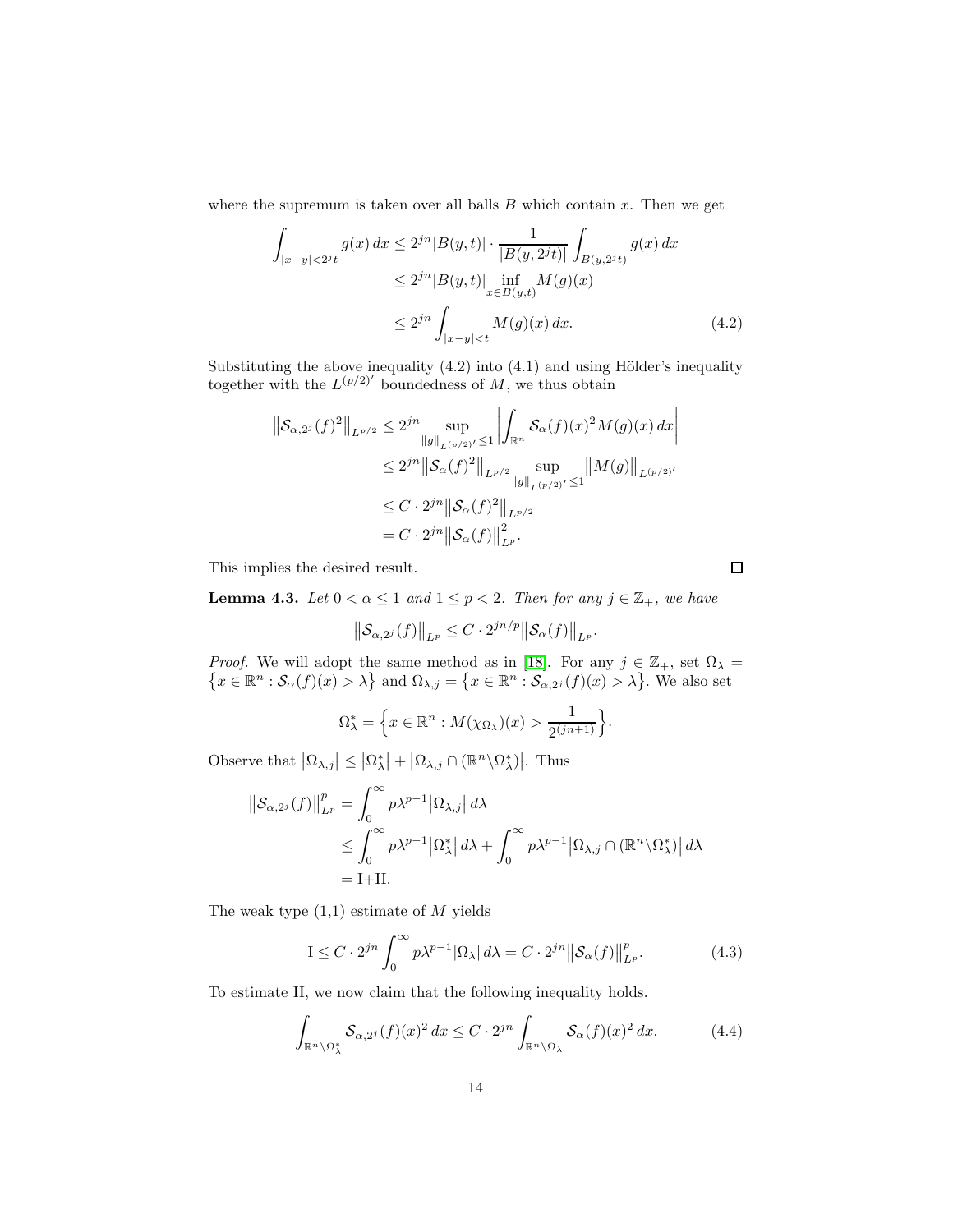where the supremum is taken over all balls $B$ which contain $x$. Then we get

$$
\begin{aligned}
\int_{|x-y|<2^j t} g(x)\,dx &\le 2^{jn}|B(y,t)| \cdot \frac{1}{|B(y,2^j t)|}\int_{B(y,2^j t)} g(x)\,dx \\
&\le 2^{jn}|B(y,t)| \inf_{x\in B(y,t)} M(g)(x) \\
&\le 2^{jn}\int_{|x-y|<t} M(g)(x)\,dx. \qquad (4.2)
\end{aligned}
$$

Substituting the above inequality (4.2) into (4.1) and using Hölder's inequality together with the $L^{(p/2)'}$ boundedness of $M$, we thus obtain

$$
\begin{aligned}
\big\|\mathcal{S}_{\alpha,2^j}(f)^2\big\|_{L^{p/2}} &\le 2^{jn}\sup_{\|g\|_{L^{(p/2)'}}\le 1}\left|\int_{\mathbb{R}^n}\mathcal{S}_\alpha(f)(x)^2 M(g)(x)\,dx\right| \\
&\le 2^{jn}\big\|\mathcal{S}_\alpha(f)^2\big\|_{L^{p/2}}\sup_{\|g\|_{L^{(p/2)'}}\le 1}\big\|M(g)\big\|_{L^{(p/2)'}} \\
&\le C\cdot 2^{jn}\big\|\mathcal{S}_\alpha(f)^2\big\|_{L^{p/2}} \\
&= C\cdot 2^{jn}\big\|\mathcal{S}_\alpha(f)\big\|_{L^p}^2.
\end{aligned}
$$

This implies the desired result. □

**Lemma 4.3.** *Let $0<\alpha\le 1$ and $1\le p<2$. Then for any $j\in\mathbb{Z}_+$, we have*

$$
\big\|\mathcal{S}_{\alpha,2^j}(f)\big\|_{L^p} \le C\cdot 2^{jn/p}\big\|\mathcal{S}_\alpha(f)\big\|_{L^p}.
$$

*Proof.* We will adopt the same method as in [18]. For any $j\in\mathbb{Z}_+$, set $\Omega_\lambda = \big\{x\in\mathbb{R}^n : \mathcal{S}_\alpha(f)(x)>\lambda\big\}$ and $\Omega_{\lambda,j} = \big\{x\in\mathbb{R}^n : \mathcal{S}_{\alpha,2^j}(f)(x)>\lambda\big\}$. We also set

$$
\Omega_\lambda^* = \Big\{x\in\mathbb{R}^n : M(\chi_{\Omega_\lambda})(x) > \frac{1}{2^{(jn+1)}}\Big\}.
$$

Observe that $\big|\Omega_{\lambda,j}\big| \le \big|\Omega_\lambda^*\big| + \big|\Omega_{\lambda,j}\cap(\mathbb{R}^n\backslash\Omega_\lambda^*)\big|$. Thus

$$
\begin{aligned}
\big\|\mathcal{S}_{\alpha,2^j}(f)\big\|_{L^p}^p &= \int_0^\infty p\lambda^{p-1}\big|\Omega_{\lambda,j}\big|\,d\lambda \\
&\le \int_0^\infty p\lambda^{p-1}\big|\Omega_\lambda^*\big|\,d\lambda + \int_0^\infty p\lambda^{p-1}\big|\Omega_{\lambda,j}\cap(\mathbb{R}^n\backslash\Omega_\lambda^*)\big|\,d\lambda \\
&= \text{I+II}.
\end{aligned}
$$

The weak type (1,1) estimate of $M$ yields

$$
\text{I} \le C\cdot 2^{jn}\int_0^\infty p\lambda^{p-1}|\Omega_\lambda|\,d\lambda = C\cdot 2^{jn}\big\|\mathcal{S}_\alpha(f)\big\|_{L^p}^p. \qquad (4.3)
$$

To estimate II, we now claim that the following inequality holds.

$$
\int_{\mathbb{R}^n\backslash\Omega_\lambda^*}\mathcal{S}_{\alpha,2^j}(f)(x)^2\,dx \le C\cdot 2^{jn}\int_{\mathbb{R}^n\backslash\Omega_\lambda}\mathcal{S}_\alpha(f)(x)^2\,dx. \qquad (4.4)
$$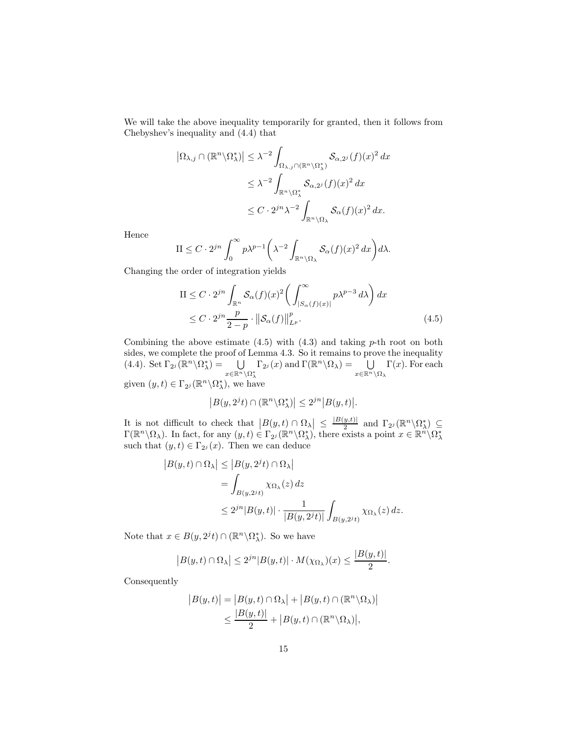We will take the above inequality temporarily for granted, then it follows from Chebyshev's inequality and (4.4) that

$$
\begin{aligned}
\big|\Omega_{\lambda,j}\cap(\mathbb{R}^n\backslash\Omega_\lambda^*)\big| &\le \lambda^{-2}\int_{\Omega_{\lambda,j}\cap(\mathbb{R}^n\backslash\Omega_\lambda^*)}\mathcal{S}_{\alpha,2^j}(f)(x)^2\,dx\\
&\le \lambda^{-2}\int_{\mathbb{R}^n\backslash\Omega_\lambda^*}\mathcal{S}_{\alpha,2^j}(f)(x)^2\,dx\\
&\le C\cdot 2^{jn}\lambda^{-2}\int_{\mathbb{R}^n\backslash\Omega_\lambda}\mathcal{S}_{\alpha}(f)(x)^2\,dx.
\end{aligned}
$$

Hence

$$
\mathrm{II}\le C\cdot 2^{jn}\int_0^\infty p\lambda^{p-1}\bigg(\lambda^{-2}\int_{\mathbb{R}^n\backslash\Omega_\lambda}\mathcal{S}_\alpha(f)(x)^2\,dx\bigg)d\lambda.
$$

Changing the order of integration yields

$$
\begin{aligned}
\mathrm{II}&\le C\cdot 2^{jn}\int_{\mathbb{R}^n}\mathcal{S}_\alpha(f)(x)^2\bigg(\int_{|S_\alpha(f)(x)|}^\infty p\lambda^{p-3}\,d\lambda\bigg)\,dx\\
&\le C\cdot 2^{jn}\frac{p}{2-p}\cdot\big\|\mathcal{S}_\alpha(f)\big\|_{L^p}^p. \qquad (4.5)
\end{aligned}
$$

Combining the above estimate (4.5) with (4.3) and taking $p$-th root on both sides, we complete the proof of Lemma 4.3. So it remains to prove the inequality (4.4). Set $\Gamma_{2^j}(\mathbb{R}^n\backslash\Omega_\lambda^*)=\bigcup_{x\in\mathbb{R}^n\backslash\Omega_\lambda^*}\Gamma_{2^j}(x)$ and $\Gamma(\mathbb{R}^n\backslash\Omega_\lambda)=\bigcup_{x\in\mathbb{R}^n\backslash\Omega_\lambda}\Gamma(x)$. For each given $(y,t)\in\Gamma_{2^j}(\mathbb{R}^n\backslash\Omega_\lambda^*)$, we have

$$
\big|B(y,2^jt)\cap(\mathbb{R}^n\backslash\Omega_\lambda^*)\big|\le 2^{jn}\big|B(y,t)\big|.
$$

It is not difficult to check that $\big|B(y,t)\cap\Omega_\lambda\big|\le\frac{|B(y,t)|}{2}$ and $\Gamma_{2^j}(\mathbb{R}^n\backslash\Omega_\lambda^*)\subseteq\Gamma(\mathbb{R}^n\backslash\Omega_\lambda)$. In fact, for any $(y,t)\in\Gamma_{2^j}(\mathbb{R}^n\backslash\Omega_\lambda^*)$, there exists a point $x\in\mathbb{R}^n\backslash\Omega_\lambda^*$ such that $(y,t)\in\Gamma_{2^j}(x)$. Then we can deduce

$$
\begin{aligned}
\big|B(y,t)\cap\Omega_\lambda\big|&\le\big|B(y,2^jt)\cap\Omega_\lambda\big|\\
&=\int_{B(y,2^jt)}\chi_{\Omega_\lambda}(z)\,dz\\
&\le 2^{jn}|B(y,t)|\cdot\frac{1}{|B(y,2^jt)|}\int_{B(y,2^jt)}\chi_{\Omega_\lambda}(z)\,dz.
\end{aligned}
$$

Note that $x\in B(y,2^jt)\cap(\mathbb{R}^n\backslash\Omega_\lambda^*)$. So we have

$$
\big|B(y,t)\cap\Omega_\lambda\big|\le 2^{jn}|B(y,t)|\cdot M(\chi_{\Omega_\lambda})(x)\le\frac{|B(y,t)|}{2}.
$$

Consequently

$$
\begin{aligned}
\big|B(y,t)\big|&=\big|B(y,t)\cap\Omega_\lambda\big|+\big|B(y,t)\cap(\mathbb{R}^n\backslash\Omega_\lambda)\big|\\
&\le\frac{|B(y,t)|}{2}+\big|B(y,t)\cap(\mathbb{R}^n\backslash\Omega_\lambda)\big|,
\end{aligned}
$$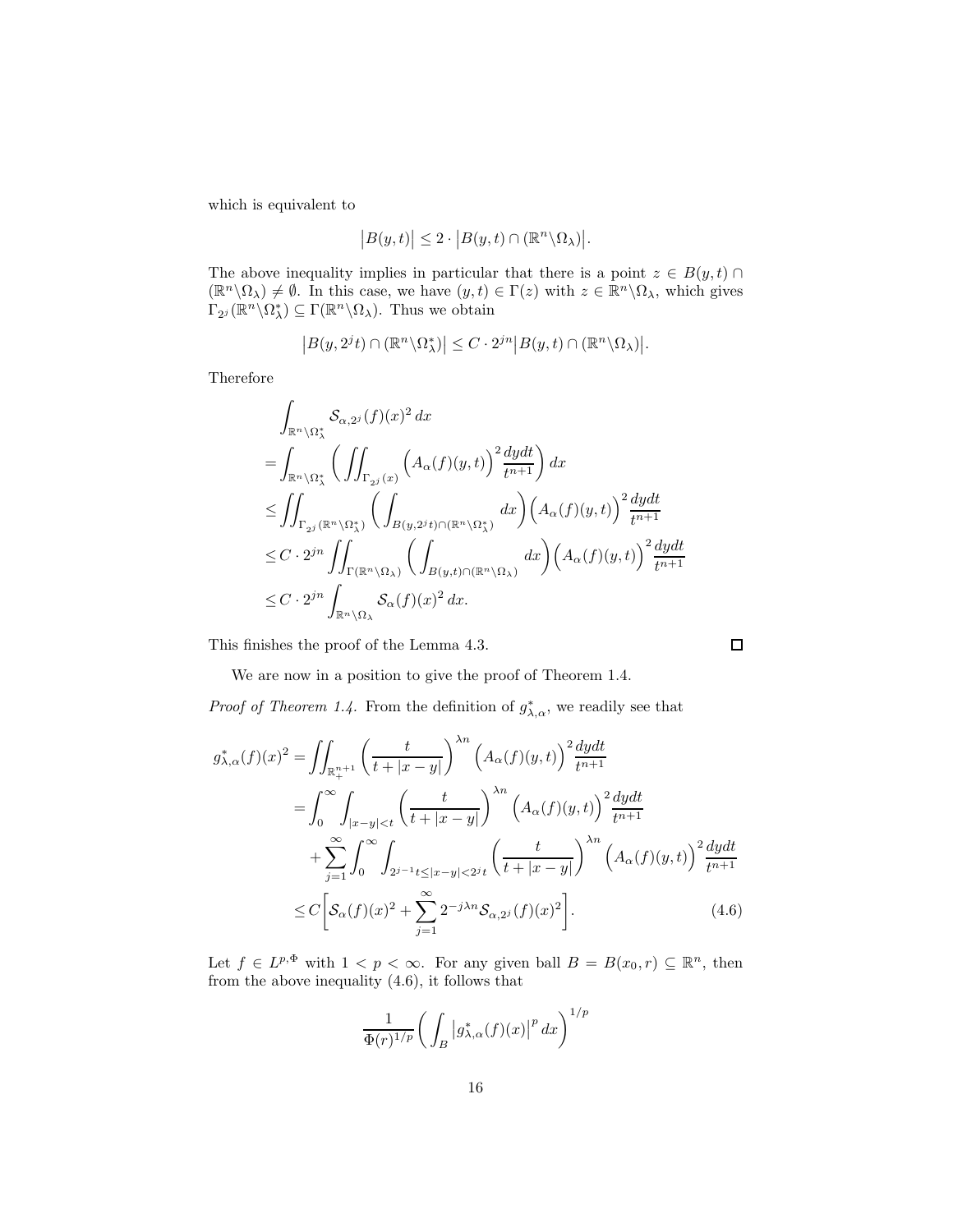which is equivalent to

$$\big|B(y,t)\big| \le 2 \cdot \big|B(y,t) \cap (\mathbb{R}^n \backslash \Omega_\lambda)\big|.$$

The above inequality implies in particular that there is a point $z \in B(y,t) \cap (\mathbb{R}^n \backslash \Omega_\lambda) \neq \emptyset$. In this case, we have $(y,t) \in \Gamma(z)$ with $z \in \mathbb{R}^n \backslash \Omega_\lambda$, which gives $\Gamma_{2^j}(\mathbb{R}^n \backslash \Omega_\lambda^*) \subseteq \Gamma(\mathbb{R}^n \backslash \Omega_\lambda)$. Thus we obtain

$$\big|B(y, 2^j t) \cap (\mathbb{R}^n \backslash \Omega_\lambda^*)\big| \le C \cdot 2^{jn} \big|B(y,t) \cap (\mathbb{R}^n \backslash \Omega_\lambda)\big|.$$

Therefore

$$\begin{aligned}
&\int_{\mathbb{R}^n \backslash \Omega_\lambda^*} \mathcal{S}_{\alpha,2^j}(f)(x)^2\,dx \\
=&\int_{\mathbb{R}^n \backslash \Omega_\lambda^*} \bigg( \iint_{\Gamma_{2^j}(x)} \Big(A_\alpha(f)(y,t)\Big)^2 \frac{dydt}{t^{n+1}} \bigg)\,dx \\
\le& \iint_{\Gamma_{2^j}(\mathbb{R}^n \backslash \Omega_\lambda^*)} \bigg( \int_{B(y,2^j t) \cap (\mathbb{R}^n \backslash \Omega_\lambda^*)} dx \bigg) \Big(A_\alpha(f)(y,t)\Big)^2 \frac{dydt}{t^{n+1}} \\
\le& C \cdot 2^{jn} \iint_{\Gamma(\mathbb{R}^n \backslash \Omega_\lambda)} \bigg( \int_{B(y,t) \cap (\mathbb{R}^n \backslash \Omega_\lambda)} dx \bigg) \Big(A_\alpha(f)(y,t)\Big)^2 \frac{dydt}{t^{n+1}} \\
\le& C \cdot 2^{jn} \int_{\mathbb{R}^n \backslash \Omega_\lambda} \mathcal{S}_\alpha(f)(x)^2\,dx.
\end{aligned}$$

This finishes the proof of the Lemma 4.3. $\square$

We are now in a position to give the proof of Theorem 1.4.

*Proof of Theorem 1.4.* From the definition of $g^*_{\lambda,\alpha}$, we readily see that

$$\begin{aligned}
g^*_{\lambda,\alpha}(f)(x)^2 =& \iint_{\mathbb{R}^{n+1}_+} \left(\frac{t}{t+|x-y|}\right)^{\lambda n} \Big(A_\alpha(f)(y,t)\Big)^2 \frac{dydt}{t^{n+1}} \\
=& \int_0^\infty \int_{|x-y|<t} \left(\frac{t}{t+|x-y|}\right)^{\lambda n} \Big(A_\alpha(f)(y,t)\Big)^2 \frac{dydt}{t^{n+1}} \\
&+ \sum_{j=1}^\infty \int_0^\infty \int_{2^{j-1}t \le |x-y| < 2^j t} \left(\frac{t}{t+|x-y|}\right)^{\lambda n} \Big(A_\alpha(f)(y,t)\Big)^2 \frac{dydt}{t^{n+1}} \\
\le& C\bigg[\mathcal{S}_\alpha(f)(x)^2 + \sum_{j=1}^\infty 2^{-j\lambda n} \mathcal{S}_{\alpha,2^j}(f)(x)^2\bigg]. 
\end{aligned} \tag{4.6}$$

Let $f \in L^{p,\Phi}$ with $1 < p < \infty$. For any given ball $B = B(x_0, r) \subseteq \mathbb{R}^n$, then from the above inequality (4.6), it follows that

$$\frac{1}{\Phi(r)^{1/p}} \bigg( \int_B \big|g^*_{\lambda,\alpha}(f)(x)\big|^p\,dx \bigg)^{1/p}$$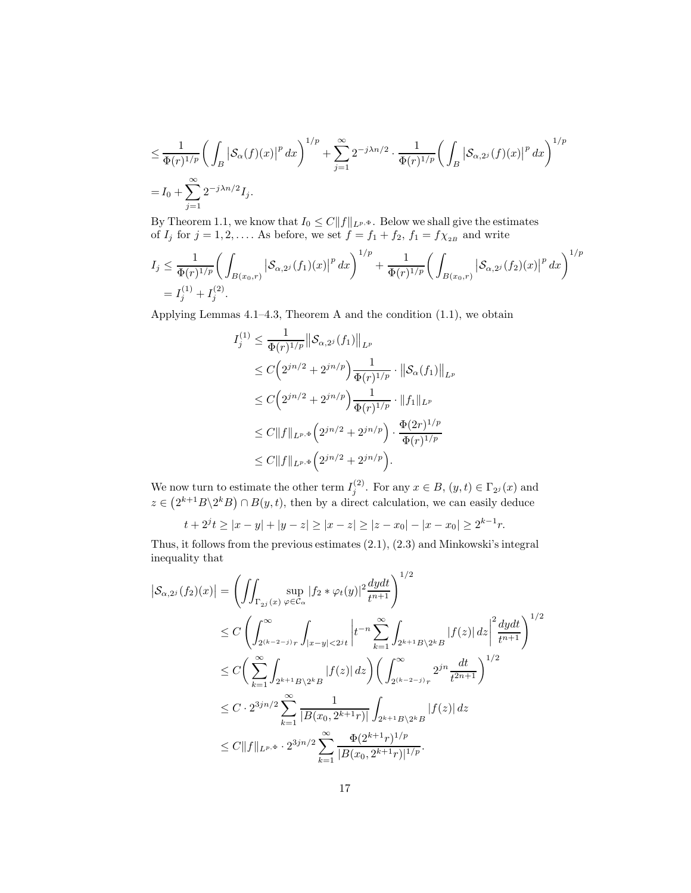$$
\leq \frac{1}{\Phi(r)^{1/p}}\bigg(\int_B \big|\mathcal{S}_\alpha(f)(x)\big|^p\,dx\bigg)^{1/p} + \sum_{j=1}^{\infty} 2^{-j\lambda n/2}\cdot\frac{1}{\Phi(r)^{1/p}}\bigg(\int_B \big|\mathcal{S}_{\alpha,2^j}(f)(x)\big|^p\,dx\bigg)^{1/p}
$$

$$
= I_0 + \sum_{j=1}^{\infty} 2^{-j\lambda n/2} I_j.
$$

By Theorem 1.1, we know that $I_0 \leq C\|f\|_{L^{p,\Phi}}$. Below we shall give the estimates of $I_j$ for $j = 1, 2, \dots$. As before, we set $f = f_1 + f_2$, $f_1 = f\chi_{_{2B}}$ and write

$$
I_j \leq \frac{1}{\Phi(r)^{1/p}}\bigg(\int_{B(x_0,r)} \big|\mathcal{S}_{\alpha,2^j}(f_1)(x)\big|^p\,dx\bigg)^{1/p} + \frac{1}{\Phi(r)^{1/p}}\bigg(\int_{B(x_0,r)} \big|\mathcal{S}_{\alpha,2^j}(f_2)(x)\big|^p\,dx\bigg)^{1/p}
$$

$$
= I_j^{(1)} + I_j^{(2)}.
$$

Applying Lemmas 4.1–4.3, Theorem A and the condition (1.1), we obtain

$$
\begin{aligned}
I_j^{(1)} &\leq \frac{1}{\Phi(r)^{1/p}}\big\|\mathcal{S}_{\alpha,2^j}(f_1)\big\|_{L^p}\\
&\leq C\Big(2^{jn/2} + 2^{jn/p}\Big)\frac{1}{\Phi(r)^{1/p}}\cdot\big\|\mathcal{S}_{\alpha}(f_1)\big\|_{L^p}\\
&\leq C\Big(2^{jn/2} + 2^{jn/p}\Big)\frac{1}{\Phi(r)^{1/p}}\cdot\|f_1\|_{L^p}\\
&\leq C\|f\|_{L^{p,\Phi}}\Big(2^{jn/2} + 2^{jn/p}\Big)\cdot\frac{\Phi(2r)^{1/p}}{\Phi(r)^{1/p}}\\
&\leq C\|f\|_{L^{p,\Phi}}\Big(2^{jn/2} + 2^{jn/p}\Big).
\end{aligned}
$$

We now turn to estimate the other term $I_j^{(2)}$. For any $x \in B$, $(y,t) \in \Gamma_{2^j}(x)$ and $z \in \big(2^{k+1}B\backslash 2^k B\big) \cap B(y,t)$, then by a direct calculation, we can easily deduce

$$
t + 2^j t \geq |x-y| + |y-z| \geq |x-z| \geq |z-x_0| - |x-x_0| \geq 2^{k-1}r.
$$

Thus, it follows from the previous estimates (2.1), (2.3) and Minkowski's integral inequality that

$$
\begin{aligned}
\big|\mathcal{S}_{\alpha,2^j}(f_2)(x)\big| &= \left(\iint_{\Gamma_{2^j}(x)} \sup_{\varphi\in\mathcal{C}_\alpha} |f_2 * \varphi_t(y)|^2\frac{dydt}{t^{n+1}}\right)^{1/2}\\
&\leq C\left(\int_{2^{(k-2-j)}r}^{\infty}\int_{|x-y|<2^j t}\left|t^{-n}\sum_{k=1}^{\infty}\int_{2^{k+1}B\backslash 2^k B}|f(z)|\,dz\right|^2\frac{dydt}{t^{n+1}}\right)^{1/2}\\
&\leq C\bigg(\sum_{k=1}^{\infty}\int_{2^{k+1}B\backslash 2^k B}|f(z)|\,dz\bigg)\bigg(\int_{2^{(k-2-j)}r}^{\infty} 2^{jn}\frac{dt}{t^{2n+1}}\bigg)^{1/2}\\
&\leq C\cdot 2^{3jn/2}\sum_{k=1}^{\infty}\frac{1}{|B(x_0,2^{k+1}r)|}\int_{2^{k+1}B\backslash 2^k B}|f(z)|\,dz\\
&\leq C\|f\|_{L^{p,\Phi}}\cdot 2^{3jn/2}\sum_{k=1}^{\infty}\frac{\Phi(2^{k+1}r)^{1/p}}{|B(x_0,2^{k+1}r)|^{1/p}}.
\end{aligned}
$$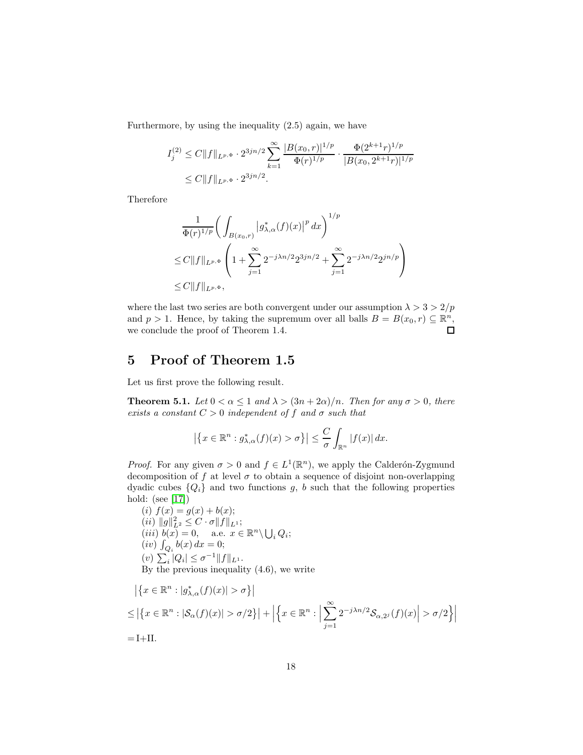Furthermore, by using the inequality (2.5) again, we have

$$
\begin{aligned}
I_j^{(2)} &\leq C\|f\|_{L^{p,\Phi}} \cdot 2^{3jn/2} \sum_{k=1}^{\infty} \frac{|B(x_0,r)|^{1/p}}{\Phi(r)^{1/p}} \cdot \frac{\Phi(2^{k+1}r)^{1/p}}{|B(x_0,2^{k+1}r)|^{1/p}} \\
&\leq C\|f\|_{L^{p,\Phi}} \cdot 2^{3jn/2}.
\end{aligned}
$$

Therefore

$$
\begin{aligned}
&\frac{1}{\Phi(r)^{1/p}} \bigg( \int_{B(x_0,r)} \big| g^*_{\lambda,\alpha}(f)(x) \big|^p \, dx \bigg)^{1/p} \\
\leq & C\|f\|_{L^{p,\Phi}} \left( 1 + \sum_{j=1}^{\infty} 2^{-j\lambda n/2} 2^{3jn/2} + \sum_{j=1}^{\infty} 2^{-j\lambda n/2} 2^{jn/p} \right) \\
\leq & C\|f\|_{L^{p,\Phi}},
\end{aligned}
$$

where the last two series are both convergent under our assumption $\lambda > 3 > 2/p$ and $p > 1$. Hence, by taking the supremum over all balls $B = B(x_0,r) \subseteq \mathbb{R}^n$, we conclude the proof of Theorem 1.4. $\square$

# 5 Proof of Theorem 1.5

Let us first prove the following result.

**Theorem 5.1.** *Let $0 < \alpha \leq 1$ and $\lambda > (3n+2\alpha)/n$. Then for any $\sigma > 0$, there exists a constant $C > 0$ independent of $f$ and $\sigma$ such that*

$$
\big|\big\{x \in \mathbb{R}^n : g^*_{\lambda,\alpha}(f)(x) > \sigma\big\}\big| \leq \frac{C}{\sigma} \int_{\mathbb{R}^n} |f(x)| \, dx.
$$

*Proof.* For any given $\sigma > 0$ and $f \in L^1(\mathbb{R}^n)$, we apply the Calderón-Zygmund decomposition of $f$ at level $\sigma$ to obtain a sequence of disjoint non-overlapping dyadic cubes $\{Q_i\}$ and two functions $g$, $b$ such that the following properties hold: (see [17])

$(i)$ $f(x) = g(x) + b(x)$;
$(ii)$ $\|g\|^2_{L^2} \leq C \cdot \sigma \|f\|_{L^1}$;
$(iii)$ $b(x) = 0$, a.e. $x \in \mathbb{R}^n \setminus \bigcup_i Q_i$;
$(iv)$ $\int_{Q_i} b(x) \, dx = 0$;
$(v)$ $\sum_i |Q_i| \leq \sigma^{-1} \|f\|_{L^1}$.

By the previous inequality (4.6), we write

$$
\begin{aligned}
&\big|\big\{x \in \mathbb{R}^n : |g^*_{\lambda,\alpha}(f)(x)| > \sigma\big\}\big| \\
\leq &\big|\big\{x \in \mathbb{R}^n : |\mathcal{S}_{\alpha}(f)(x)| > \sigma/2\big\}\big| + \Big|\Big\{x \in \mathbb{R}^n : \Big|\sum_{j=1}^{\infty} 2^{-j\lambda n/2} \mathcal{S}_{\alpha,2^j}(f)(x)\Big| > \sigma/2\Big\}\Big| \\
= &\,\text{I+II}.
\end{aligned}
$$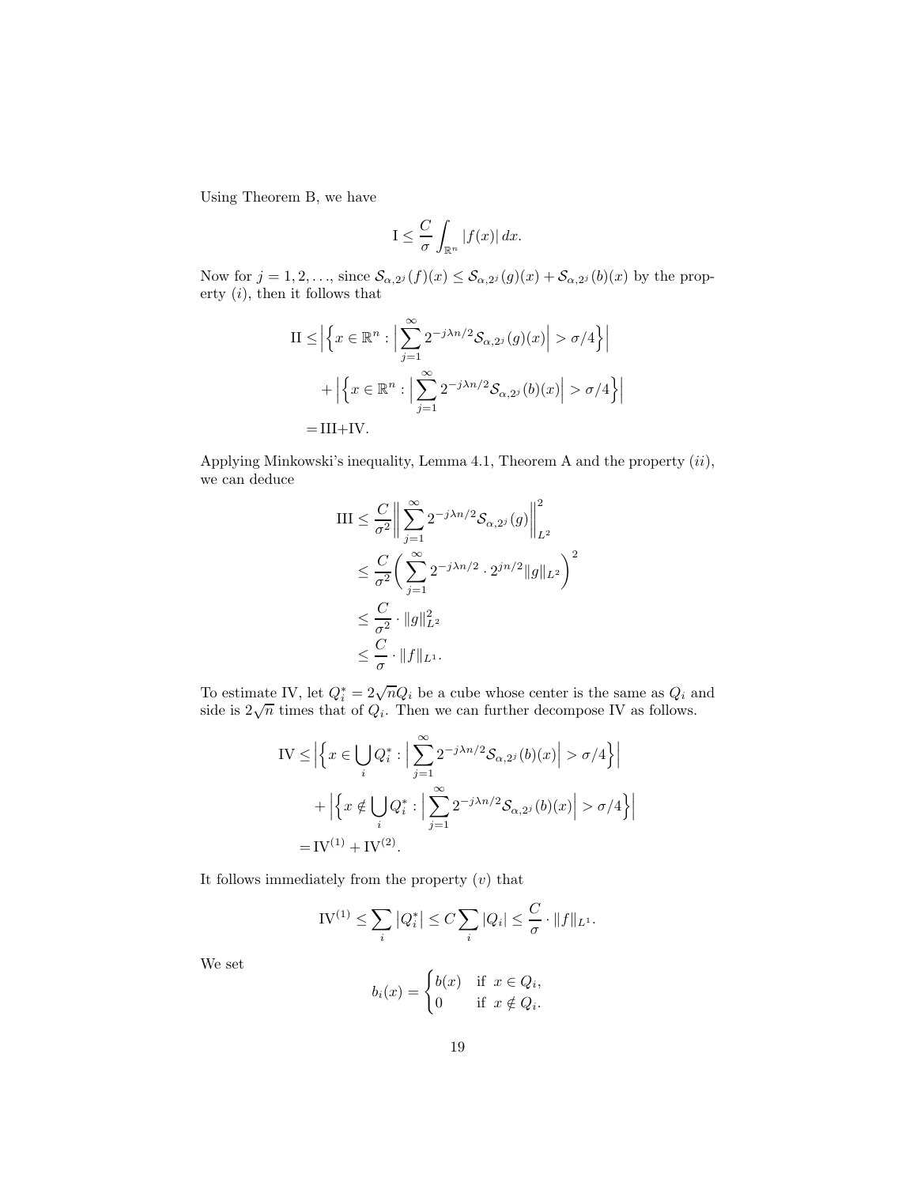Using Theorem B, we have

$$\mathrm{I} \le \frac{C}{\sigma}\int_{\mathbb{R}^n} |f(x)|\,dx.$$

Now for $j = 1, 2, \dots$, since $\mathcal{S}_{\alpha,2^j}(f)(x) \le \mathcal{S}_{\alpha,2^j}(g)(x) + \mathcal{S}_{\alpha,2^j}(b)(x)$ by the property $(i)$, then it follows that

$$\begin{aligned}
\mathrm{II} \le & \left|\left\{x \in \mathbb{R}^n : \Big|\sum_{j=1}^{\infty} 2^{-j\lambda n/2}\mathcal{S}_{\alpha,2^j}(g)(x)\Big| > \sigma/4\right\}\right| \\
& + \left|\left\{x \in \mathbb{R}^n : \Big|\sum_{j=1}^{\infty} 2^{-j\lambda n/2}\mathcal{S}_{\alpha,2^j}(b)(x)\Big| > \sigma/4\right\}\right| \\
= & \,\mathrm{III}+\mathrm{IV}.
\end{aligned}$$

Applying Minkowski's inequality, Lemma 4.1, Theorem A and the property $(ii)$, we can deduce

$$\begin{aligned}
\mathrm{III} & \le \frac{C}{\sigma^2}\Big\|\sum_{j=1}^{\infty} 2^{-j\lambda n/2}\mathcal{S}_{\alpha,2^j}(g)\Big\|_{L^2}^2 \\
& \le \frac{C}{\sigma^2}\bigg(\sum_{j=1}^{\infty} 2^{-j\lambda n/2}\cdot 2^{jn/2}\|g\|_{L^2}\bigg)^2 \\
& \le \frac{C}{\sigma^2}\cdot\|g\|_{L^2}^2 \\
& \le \frac{C}{\sigma}\cdot\|f\|_{L^1}.
\end{aligned}$$

To estimate IV, let $Q_i^* = 2\sqrt{n}Q_i$ be a cube whose center is the same as $Q_i$ and side is $2\sqrt{n}$ times that of $Q_i$. Then we can further decompose IV as follows.

$$\begin{aligned}
\mathrm{IV} \le & \left|\left\{x \in \bigcup_i Q_i^* : \Big|\sum_{j=1}^{\infty} 2^{-j\lambda n/2}\mathcal{S}_{\alpha,2^j}(b)(x)\Big| > \sigma/4\right\}\right| \\
& + \left|\left\{x \notin \bigcup_i Q_i^* : \Big|\sum_{j=1}^{\infty} 2^{-j\lambda n/2}\mathcal{S}_{\alpha,2^j}(b)(x)\Big| > \sigma/4\right\}\right| \\
= & \,\mathrm{IV}^{(1)} + \mathrm{IV}^{(2)}.
\end{aligned}$$

It follows immediately from the property $(v)$ that

$$\mathrm{IV}^{(1)} \le \sum_i |Q_i^*| \le C\sum_i |Q_i| \le \frac{C}{\sigma}\cdot\|f\|_{L^1}.$$

We set

$$b_i(x) = \begin{cases} b(x) & \text{if } x \in Q_i, \\ 0 & \text{if } x \notin Q_i. \end{cases}$$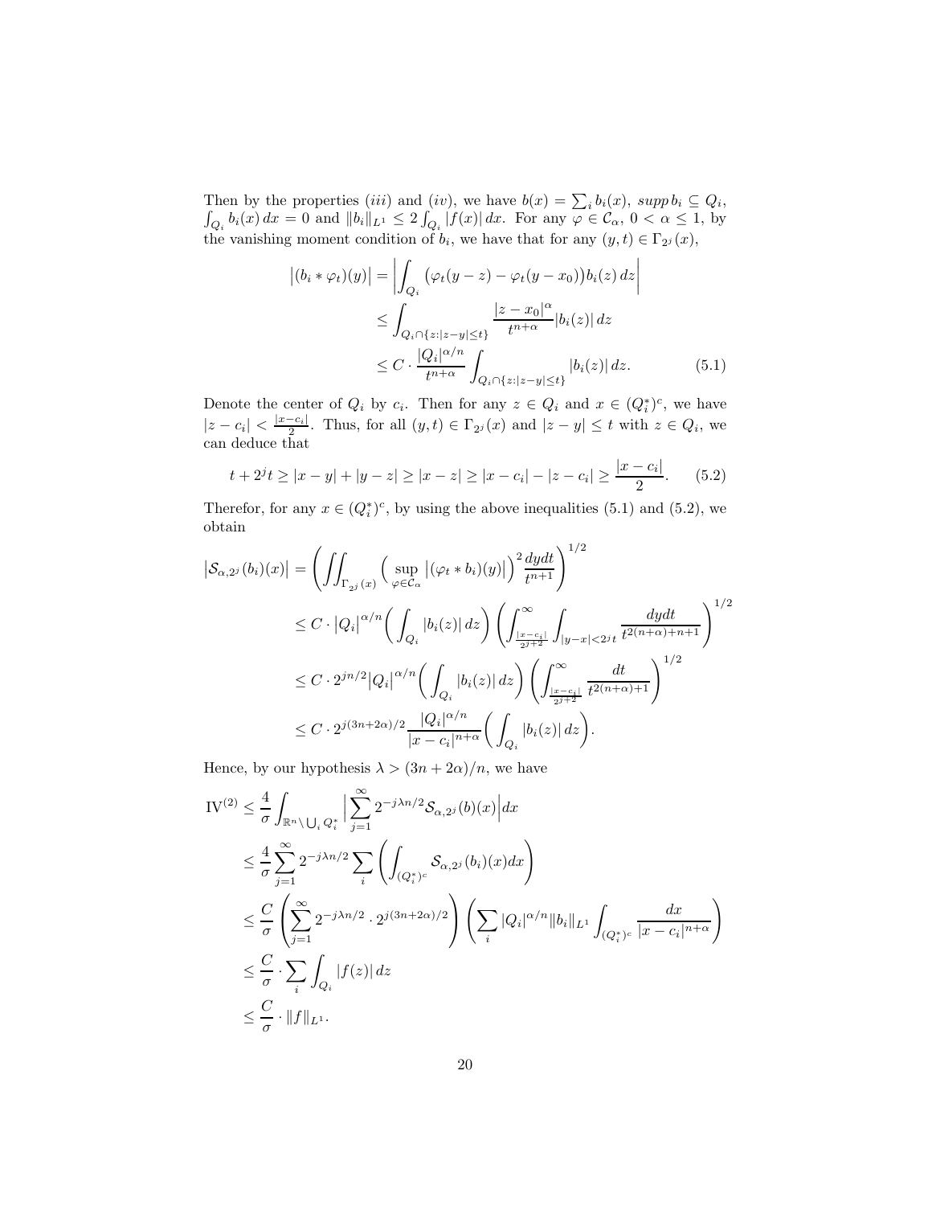Then by the properties $(iii)$ and $(iv)$, we have $b(x) = \sum_i b_i(x)$, $supp\, b_i \subseteq Q_i$, $\int_{Q_i} b_i(x)\,dx = 0$ and $\|b_i\|_{L^1} \le 2\int_{Q_i} |f(x)|\,dx$. For any $\varphi \in \mathcal{C}_\alpha$, $0 < \alpha \le 1$, by the vanishing moment condition of $b_i$, we have that for any $(y,t) \in \Gamma_{2^j}(x)$,

$$
\begin{aligned}
\big|(b_i * \varphi_t)(y)\big| &= \left|\int_{Q_i} \big(\varphi_t(y-z) - \varphi_t(y-x_0)\big) b_i(z)\,dz\right| \\
&\le \int_{Q_i \cap \{z:|z-y|\le t\}} \frac{|z-x_0|^\alpha}{t^{n+\alpha}} |b_i(z)|\,dz \\
&\le C \cdot \frac{|Q_i|^{\alpha/n}}{t^{n+\alpha}} \int_{Q_i \cap \{z:|z-y|\le t\}} |b_i(z)|\,dz. \qquad (5.1)
\end{aligned}
$$

Denote the center of $Q_i$ by $c_i$. Then for any $z \in Q_i$ and $x \in (Q_i^*)^c$, we have $|z - c_i| < \frac{|x-c_i|}{2}$. Thus, for all $(y,t) \in \Gamma_{2^j}(x)$ and $|z-y| \le t$ with $z \in Q_i$, we can deduce that

$$
t + 2^j t \ge |x-y| + |y-z| \ge |x-z| \ge |x-c_i| - |z-c_i| \ge \frac{|x-c_i|}{2}. \qquad (5.2)
$$

Therefor, for any $x \in (Q_i^*)^c$, by using the above inequalities (5.1) and (5.2), we obtain

$$
\begin{aligned}
\big|\mathcal{S}_{\alpha,2^j}(b_i)(x)\big| &= \left(\iint_{\Gamma_{2^j}(x)} \Big(\sup_{\varphi\in\mathcal{C}_\alpha} \big|(\varphi_t * b_i)(y)\big|\Big)^2 \frac{dydt}{t^{n+1}}\right)^{1/2} \\
&\le C \cdot \big|Q_i\big|^{\alpha/n} \Big(\int_{Q_i} |b_i(z)|\,dz\Big) \left(\int_{\frac{|x-c_i|}{2^{j+2}}}^\infty \int_{|y-x|<2^j t} \frac{dydt}{t^{2(n+\alpha)+n+1}}\right)^{1/2} \\
&\le C \cdot 2^{jn/2} \big|Q_i\big|^{\alpha/n} \Big(\int_{Q_i} |b_i(z)|\,dz\Big) \left(\int_{\frac{|x-c_i|}{2^{j+2}}}^\infty \frac{dt}{t^{2(n+\alpha)+1}}\right)^{1/2} \\
&\le C \cdot 2^{j(3n+2\alpha)/2} \frac{|Q_i|^{\alpha/n}}{|x-c_i|^{n+\alpha}} \Big(\int_{Q_i} |b_i(z)|\,dz\Big).
\end{aligned}
$$

Hence, by our hypothesis $\lambda > (3n+2\alpha)/n$, we have

$$
\begin{aligned}
\mathrm{IV}^{(2)} &\le \frac{4}{\sigma} \int_{\mathbb{R}^n \setminus \bigcup_i Q_i^*} \Big| \sum_{j=1}^\infty 2^{-j\lambda n/2} \mathcal{S}_{\alpha,2^j}(b)(x) \Big| dx \\
&\le \frac{4}{\sigma} \sum_{j=1}^\infty 2^{-j\lambda n/2} \sum_i \left(\int_{(Q_i^*)^c} \mathcal{S}_{\alpha,2^j}(b_i)(x) dx\right) \\
&\le \frac{C}{\sigma} \left(\sum_{j=1}^\infty 2^{-j\lambda n/2} \cdot 2^{j(3n+2\alpha)/2}\right) \left(\sum_i |Q_i|^{\alpha/n} \|b_i\|_{L^1} \int_{(Q_i^*)^c} \frac{dx}{|x-c_i|^{n+\alpha}}\right) \\
&\le \frac{C}{\sigma} \cdot \sum_i \int_{Q_i} |f(z)|\,dz \\
&\le \frac{C}{\sigma} \cdot \|f\|_{L^1}.
\end{aligned}
$$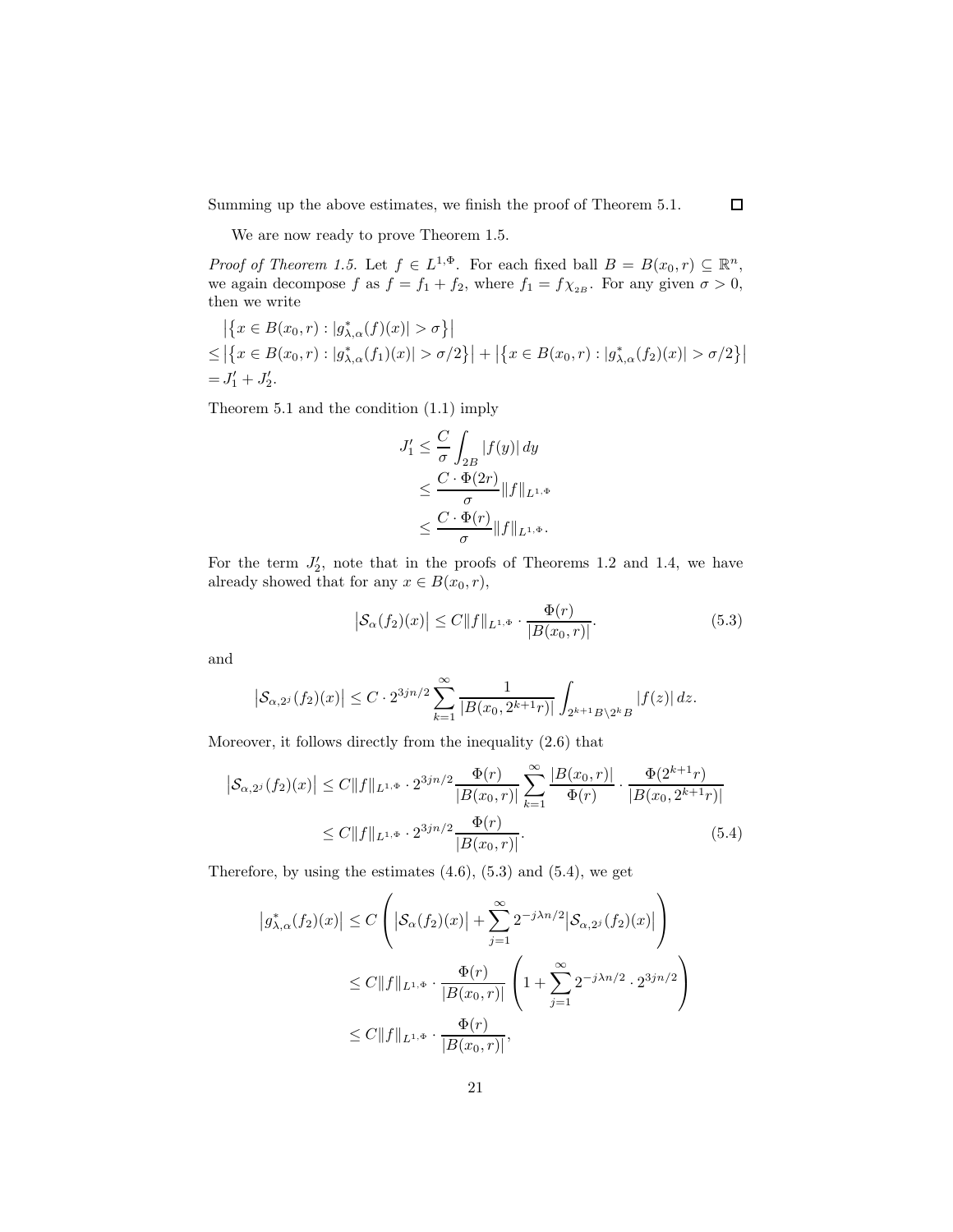Summing up the above estimates, we finish the proof of Theorem 5.1. $\square$

We are now ready to prove Theorem 1.5.

*Proof of Theorem 1.5.* Let $f \in L^{1,\Phi}$. For each fixed ball $B = B(x_0, r) \subseteq \mathbb{R}^n$, we again decompose $f$ as $f = f_1 + f_2$, where $f_1 = f\chi_{_{2B}}$. For any given $\sigma > 0$, then we write

$$
\begin{aligned}
&\big|\big\{x \in B(x_0, r) : |g^*_{\lambda,\alpha}(f)(x)| > \sigma\big\}\big| \\
&\le \big|\big\{x \in B(x_0, r) : |g^*_{\lambda,\alpha}(f_1)(x)| > \sigma/2\big\}\big| + \big|\big\{x \in B(x_0, r) : |g^*_{\lambda,\alpha}(f_2)(x)| > \sigma/2\big\}\big| \\
&= J_1' + J_2'.
\end{aligned}
$$

Theorem 5.1 and the condition (1.1) imply

$$
\begin{aligned}
J_1' &\le \frac{C}{\sigma}\int_{2B} |f(y)|\,dy \\
&\le \frac{C\cdot\Phi(2r)}{\sigma}\|f\|_{L^{1,\Phi}} \\
&\le \frac{C\cdot\Phi(r)}{\sigma}\|f\|_{L^{1,\Phi}}.
\end{aligned}
$$

For the term $J_2'$, note that in the proofs of Theorems 1.2 and 1.4, we have already showed that for any $x \in B(x_0, r)$,

$$
\big|\mathcal{S}_\alpha(f_2)(x)\big| \le C\|f\|_{L^{1,\Phi}} \cdot \frac{\Phi(r)}{|B(x_0, r)|}. \tag{5.3}
$$

and

$$
\big|\mathcal{S}_{\alpha,2^j}(f_2)(x)\big| \le C \cdot 2^{3jn/2}\sum_{k=1}^\infty \frac{1}{|B(x_0, 2^{k+1}r)|}\int_{2^{k+1}B\setminus 2^k B} |f(z)|\,dz.
$$

Moreover, it follows directly from the inequality (2.6) that

$$
\begin{aligned}
\big|\mathcal{S}_{\alpha,2^j}(f_2)(x)\big| &\le C\|f\|_{L^{1,\Phi}} \cdot 2^{3jn/2}\frac{\Phi(r)}{|B(x_0, r)|}\sum_{k=1}^\infty \frac{|B(x_0, r)|}{\Phi(r)} \cdot \frac{\Phi(2^{k+1}r)}{|B(x_0, 2^{k+1}r)|} \\
&\le C\|f\|_{L^{1,\Phi}} \cdot 2^{3jn/2}\frac{\Phi(r)}{|B(x_0, r)|}.
\end{aligned} \tag{5.4}
$$

Therefore, by using the estimates (4.6), (5.3) and (5.4), we get

$$
\begin{aligned}
\big|g^*_{\lambda,\alpha}(f_2)(x)\big| &\le C\left(\big|\mathcal{S}_\alpha(f_2)(x)\big| + \sum_{j=1}^\infty 2^{-j\lambda n/2}\big|\mathcal{S}_{\alpha,2^j}(f_2)(x)\big|\right) \\
&\le C\|f\|_{L^{1,\Phi}} \cdot \frac{\Phi(r)}{|B(x_0, r)|}\left(1 + \sum_{j=1}^\infty 2^{-j\lambda n/2}\cdot 2^{3jn/2}\right) \\
&\le C\|f\|_{L^{1,\Phi}} \cdot \frac{\Phi(r)}{|B(x_0, r)|},
\end{aligned}
$$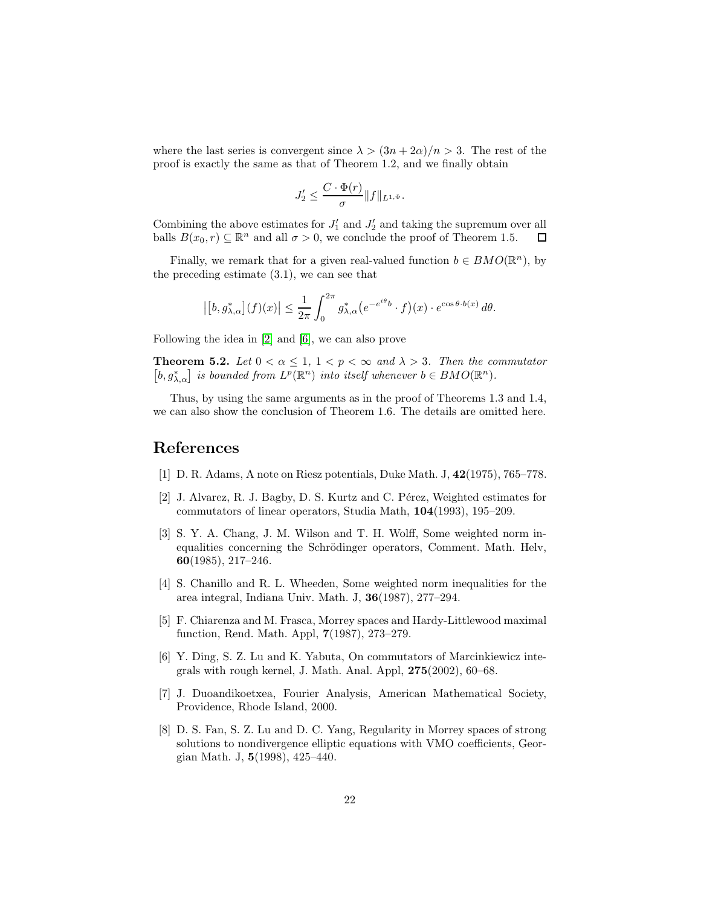where the last series is convergent since $\lambda > (3n + 2\alpha)/n > 3$. The rest of the proof is exactly the same as that of Theorem 1.2, and we finally obtain

$$J_2' \leq \frac{C \cdot \Phi(r)}{\sigma} \|f\|_{L^{1,\Phi}}.$$

Combining the above estimates for $J_1'$ and $J_2'$ and taking the supremum over all balls $B(x_0, r) \subseteq \mathbb{R}^n$ and all $\sigma > 0$, we conclude the proof of Theorem 1.5. $\square$

Finally, we remark that for a given real-valued function $b \in BMO(\mathbb{R}^n)$, by the preceding estimate (3.1), we can see that

$$\big|\big[b, g^*_{\lambda,\alpha}\big](f)(x)\big| \leq \frac{1}{2\pi}\int_0^{2\pi} g^*_{\lambda,\alpha}\big(e^{-e^{i\theta}b} \cdot f\big)(x) \cdot e^{\cos\theta \cdot b(x)}\, d\theta.$$

Following the idea in [2] and [6], we can also prove

**Theorem 5.2.** *Let $0 < \alpha \leq 1$, $1 < p < \infty$ and $\lambda > 3$. Then the commutator $\big[b, g^*_{\lambda,\alpha}\big]$ is bounded from $L^p(\mathbb{R}^n)$ into itself whenever $b \in BMO(\mathbb{R}^n)$.*

Thus, by using the same arguments as in the proof of Theorems 1.3 and 1.4, we can also show the conclusion of Theorem 1.6. The details are omitted here.

# References

[1] D. R. Adams, A note on Riesz potentials, Duke Math. J, **42**(1975), 765–778.

[2] J. Alvarez, R. J. Bagby, D. S. Kurtz and C. Pérez, Weighted estimates for commutators of linear operators, Studia Math, **104**(1993), 195–209.

[3] S. Y. A. Chang, J. M. Wilson and T. H. Wolff, Some weighted norm inequalities concerning the Schrödinger operators, Comment. Math. Helv, **60**(1985), 217–246.

[4] S. Chanillo and R. L. Wheeden, Some weighted norm inequalities for the area integral, Indiana Univ. Math. J, **36**(1987), 277–294.

[5] F. Chiarenza and M. Frasca, Morrey spaces and Hardy-Littlewood maximal function, Rend. Math. Appl, **7**(1987), 273–279.

[6] Y. Ding, S. Z. Lu and K. Yabuta, On commutators of Marcinkiewicz integrals with rough kernel, J. Math. Anal. Appl, **275**(2002), 60–68.

[7] J. Duoandikoetxea, Fourier Analysis, American Mathematical Society, Providence, Rhode Island, 2000.

[8] D. S. Fan, S. Z. Lu and D. C. Yang, Regularity in Morrey spaces of strong solutions to nondivergence elliptic equations with VMO coefficients, Georgian Math. J, **5**(1998), 425–440.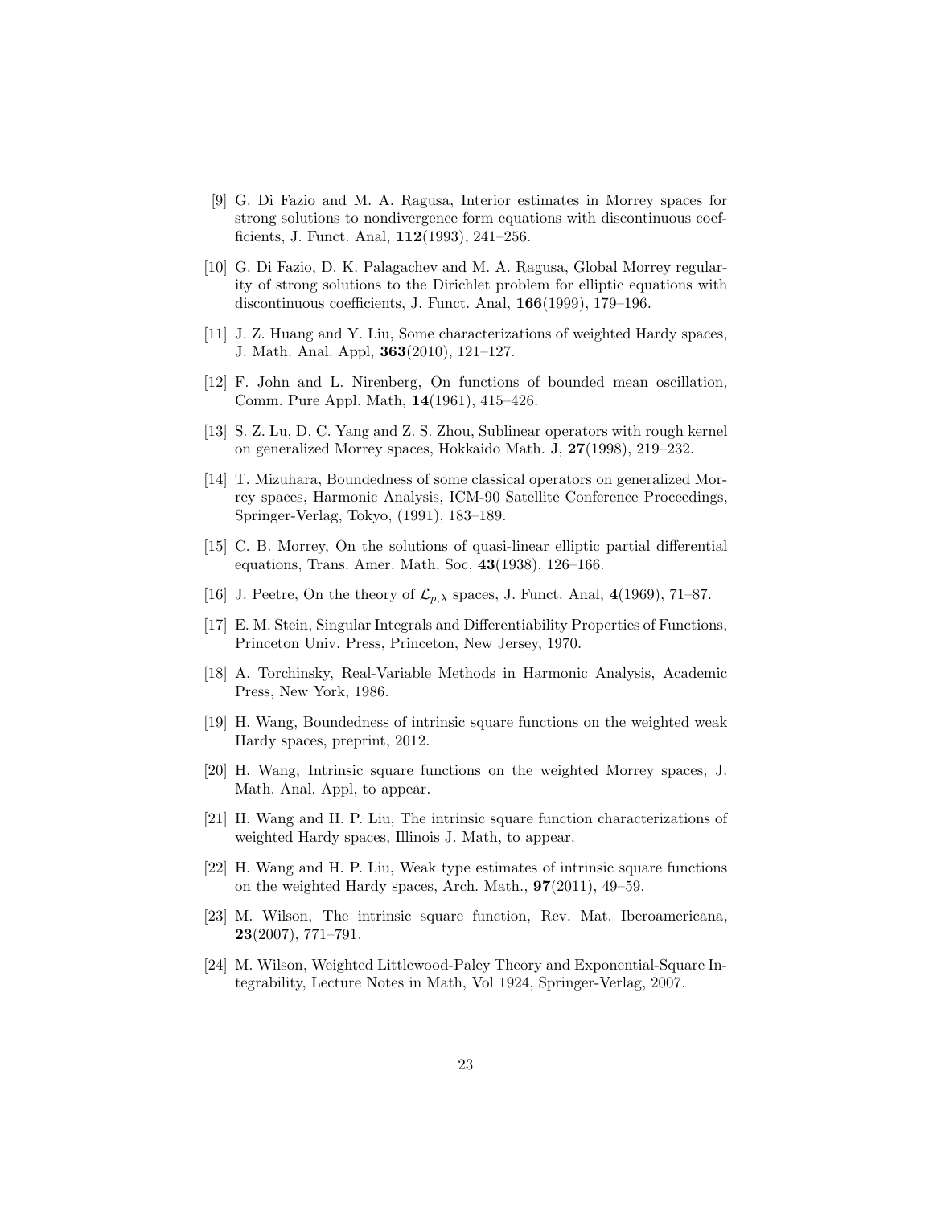[9] G. Di Fazio and M. A. Ragusa, Interior estimates in Morrey spaces for strong solutions to nondivergence form equations with discontinuous coefficients, J. Funct. Anal, **112**(1993), 241–256.

[10] G. Di Fazio, D. K. Palagachev and M. A. Ragusa, Global Morrey regularity of strong solutions to the Dirichlet problem for elliptic equations with discontinuous coefficients, J. Funct. Anal, **166**(1999), 179–196.

[11] J. Z. Huang and Y. Liu, Some characterizations of weighted Hardy spaces, J. Math. Anal. Appl, **363**(2010), 121–127.

[12] F. John and L. Nirenberg, On functions of bounded mean oscillation, Comm. Pure Appl. Math, **14**(1961), 415–426.

[13] S. Z. Lu, D. C. Yang and Z. S. Zhou, Sublinear operators with rough kernel on generalized Morrey spaces, Hokkaido Math. J, **27**(1998), 219–232.

[14] T. Mizuhara, Boundedness of some classical operators on generalized Morrey spaces, Harmonic Analysis, ICM-90 Satellite Conference Proceedings, Springer-Verlag, Tokyo, (1991), 183–189.

[15] C. B. Morrey, On the solutions of quasi-linear elliptic partial differential equations, Trans. Amer. Math. Soc, **43**(1938), 126–166.

[16] J. Peetre, On the theory of $\mathcal{L}_{p,\lambda}$ spaces, J. Funct. Anal, **4**(1969), 71–87.

[17] E. M. Stein, Singular Integrals and Differentiability Properties of Functions, Princeton Univ. Press, Princeton, New Jersey, 1970.

[18] A. Torchinsky, Real-Variable Methods in Harmonic Analysis, Academic Press, New York, 1986.

[19] H. Wang, Boundedness of intrinsic square functions on the weighted weak Hardy spaces, preprint, 2012.

[20] H. Wang, Intrinsic square functions on the weighted Morrey spaces, J. Math. Anal. Appl, to appear.

[21] H. Wang and H. P. Liu, The intrinsic square function characterizations of weighted Hardy spaces, Illinois J. Math, to appear.

[22] H. Wang and H. P. Liu, Weak type estimates of intrinsic square functions on the weighted Hardy spaces, Arch. Math., **97**(2011), 49–59.

[23] M. Wilson, The intrinsic square function, Rev. Mat. Iberoamericana, **23**(2007), 771–791.

[24] M. Wilson, Weighted Littlewood-Paley Theory and Exponential-Square Integrability, Lecture Notes in Math, Vol 1924, Springer-Verlag, 2007.